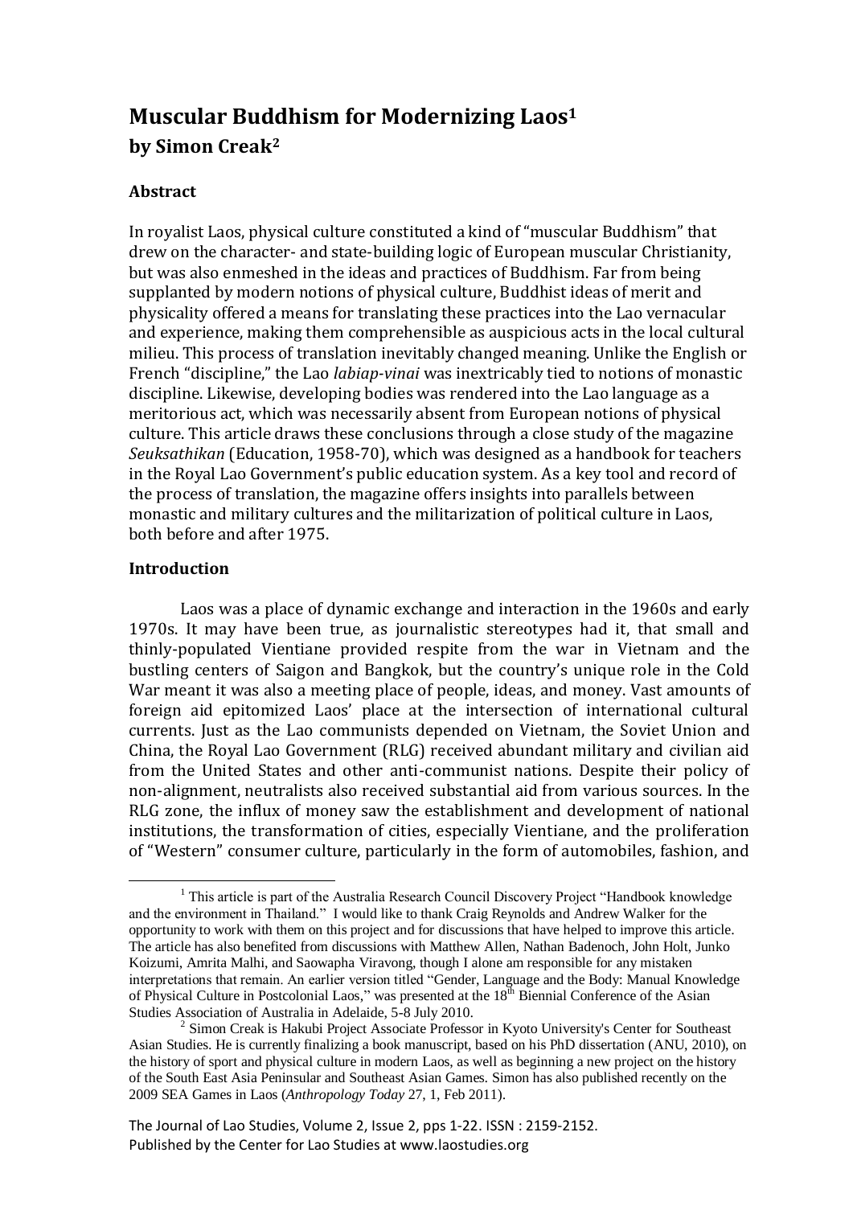# Muscular Buddhism for Modernizing Laos[1]

## by Simon Creak[2]

### Abstract

In royalist Laos, physical culture constituted a kind of "muscular Buddhism" that drew on the character- and state-building logic of European muscular Christianity, but was also enmeshed in the ideas and practices of Buddhism. Far from being supplanted by modern notions of physical culture, Buddhist ideas of merit and physicality offered a means for translating these practices into the Lao vernacular and experience, making them comprehensible as auspicious acts in the local cultural milieu. This process of translation inevitably changed meaning. Unlike the English or French "discipline," the Lao *labiap-vinai* was inextricably tied to notions of monastic discipline. Likewise, developing bodies was rendered into the Lao language as a meritorious act, which was necessarily absent from European notions of physical culture. This article draws these conclusions through a close study of the magazine *Seuksathikan* (Education, 1958-70), which was designed as a handbook for teachers in the Royal Lao Government's public education system. As a key tool and record of the process of translation, the magazine offers insights into parallels between monastic and military cultures and the militarization of political culture in Laos, both before and after 1975.

### Introduction

Laos was a place of dynamic exchange and interaction in the 1960s and early 1970s. It may have been true, as journalistic stereotypes had it, that small and thinly-populated Vientiane provided respite from the war in Vietnam and the bustling centers of Saigon and Bangkok, but the country's unique role in the Cold War meant it was also a meeting place of people, ideas, and money. Vast amounts of foreign aid epitomized Laos' place at the intersection of international cultural currents. Just as the Lao communists depended on Vietnam, the Soviet Union and China, the Royal Lao Government (RLG) received abundant military and civilian aid from the United States and other anti-communist nations. Despite their policy of non-alignment, neutralists also received substantial aid from various sources. In the RLG zone, the influx of money saw the establishment and development of national institutions, the transformation of cities, especially Vientiane, and the proliferation of "Western" consumer culture, particularly in the form of automobiles, fashion, and

---

[1] This article is part of the Australia Research Council Discovery Project "Handbook knowledge and the environment in Thailand." I would like to thank Craig Reynolds and Andrew Walker for the opportunity to work with them on this project and for discussions that have helped to improve this article. The article has also benefited from discussions with Matthew Allen, Nathan Badenoch, John Holt, Junko Koizumi, Amrita Malhi, and Saowapha Viravong, though I alone am responsible for any mistaken interpretations that remain. An earlier version titled "Gender, Language and the Body: Manual Knowledge of Physical Culture in Postcolonial Laos," was presented at the 18th Biennial Conference of the Asian Studies Association of Australia in Adelaide, 5-8 July 2010.

[2] Simon Creak is Hakubi Project Associate Professor in Kyoto University's Center for Southeast Asian Studies. He is currently finalizing a book manuscript, based on his PhD dissertation (ANU, 2010), on the history of sport and physical culture in modern Laos, as well as beginning a new project on the history of the South East Asia Peninsular and Southeast Asian Games. Simon has also published recently on the 2009 SEA Games in Laos (*Anthropology Today* 27, 1, Feb 2011).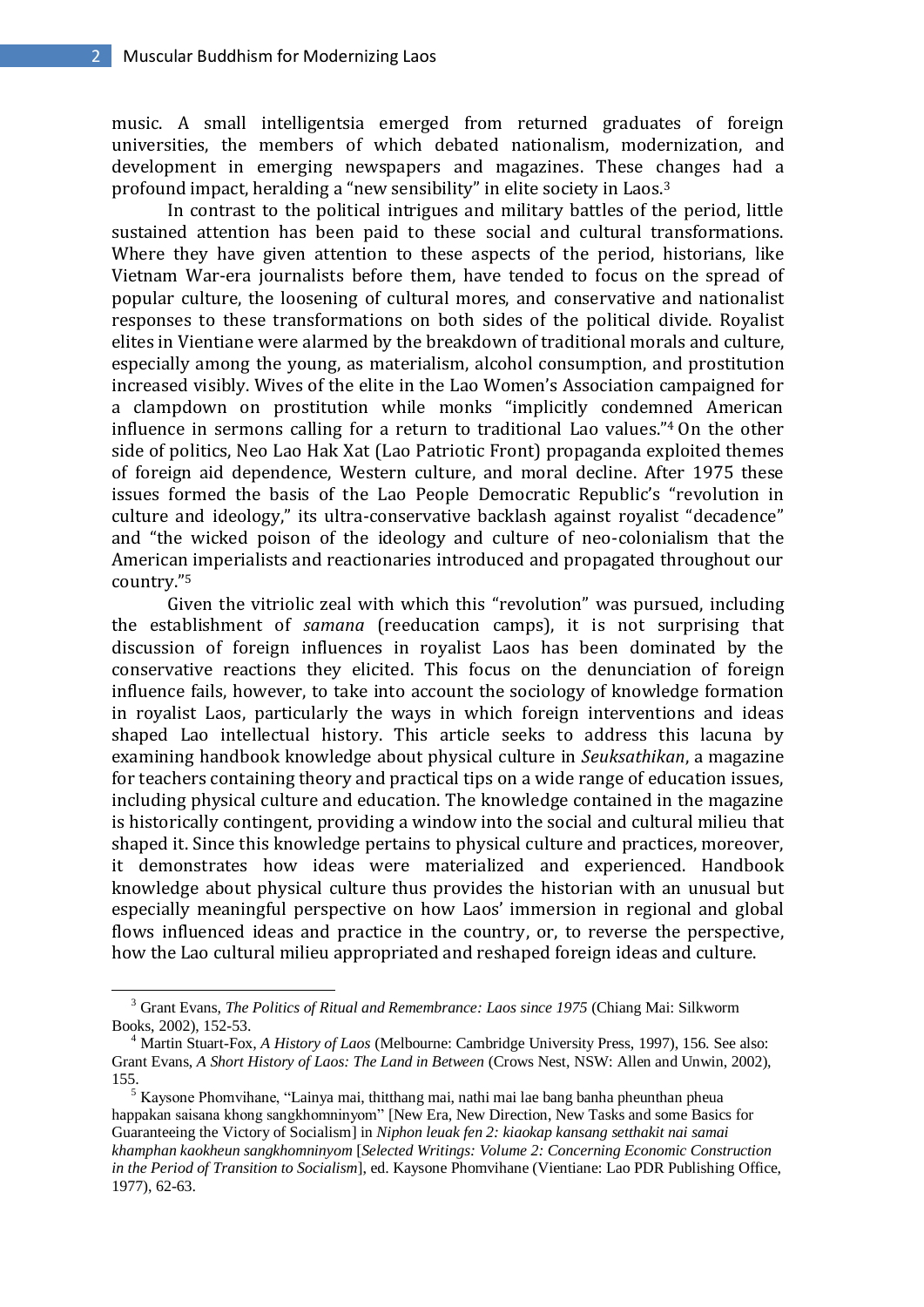music. A small intelligentsia emerged from returned graduates of foreign universities, the members of which debated nationalism, modernization, and development in emerging newspapers and magazines. These changes had a profound impact, heralding a "new sensibility" in elite society in Laos.[3]

In contrast to the political intrigues and military battles of the period, little sustained attention has been paid to these social and cultural transformations. Where they have given attention to these aspects of the period, historians, like Vietnam War-era journalists before them, have tended to focus on the spread of popular culture, the loosening of cultural mores, and conservative and nationalist responses to these transformations on both sides of the political divide. Royalist elites in Vientiane were alarmed by the breakdown of traditional morals and culture, especially among the young, as materialism, alcohol consumption, and prostitution increased visibly. Wives of the elite in the Lao Women's Association campaigned for a clampdown on prostitution while monks "implicitly condemned American influence in sermons calling for a return to traditional Lao values."[4] On the other side of politics, Neo Lao Hak Xat (Lao Patriotic Front) propaganda exploited themes of foreign aid dependence, Western culture, and moral decline. After 1975 these issues formed the basis of the Lao People Democratic Republic's "revolution in culture and ideology," its ultra-conservative backlash against royalist "decadence" and "the wicked poison of the ideology and culture of neo-colonialism that the American imperialists and reactionaries introduced and propagated throughout our country."[5]

Given the vitriolic zeal with which this "revolution" was pursued, including the establishment of *samana* (reeducation camps), it is not surprising that discussion of foreign influences in royalist Laos has been dominated by the conservative reactions they elicited. This focus on the denunciation of foreign influence fails, however, to take into account the sociology of knowledge formation in royalist Laos, particularly the ways in which foreign interventions and ideas shaped Lao intellectual history. This article seeks to address this lacuna by examining handbook knowledge about physical culture in *Seuksathikan*, a magazine for teachers containing theory and practical tips on a wide range of education issues, including physical culture and education. The knowledge contained in the magazine is historically contingent, providing a window into the social and cultural milieu that shaped it. Since this knowledge pertains to physical culture and practices, moreover, it demonstrates how ideas were materialized and experienced. Handbook knowledge about physical culture thus provides the historian with an unusual but especially meaningful perspective on how Laos' immersion in regional and global flows influenced ideas and practice in the country, or, to reverse the perspective, how the Lao cultural milieu appropriated and reshaped foreign ideas and culture.

---

[3] Grant Evans, *The Politics of Ritual and Remembrance: Laos since 1975* (Chiang Mai: Silkworm Books, 2002), 152-53.

[4] Martin Stuart-Fox, *A History of Laos* (Melbourne: Cambridge University Press, 1997), 156. See also: Grant Evans, *A Short History of Laos: The Land in Between* (Crows Nest, NSW: Allen and Unwin, 2002), 155.

[5] Kaysone Phomvihane, "Lainya mai, thitthang mai, nathi mai lae bang banha pheunthan pheua happakan saisana khong sangkhomninyom" [New Era, New Direction, New Tasks and some Basics for Guaranteeing the Victory of Socialism] in *Niphon leuak fen 2: kiaokap kansang setthakit nai samai khamphan kaokheun sangkhomninyom* [*Selected Writings: Volume 2: Concerning Economic Construction in the Period of Transition to Socialism*], ed. Kaysone Phomvihane (Vientiane: Lao PDR Publishing Office, 1977), 62-63.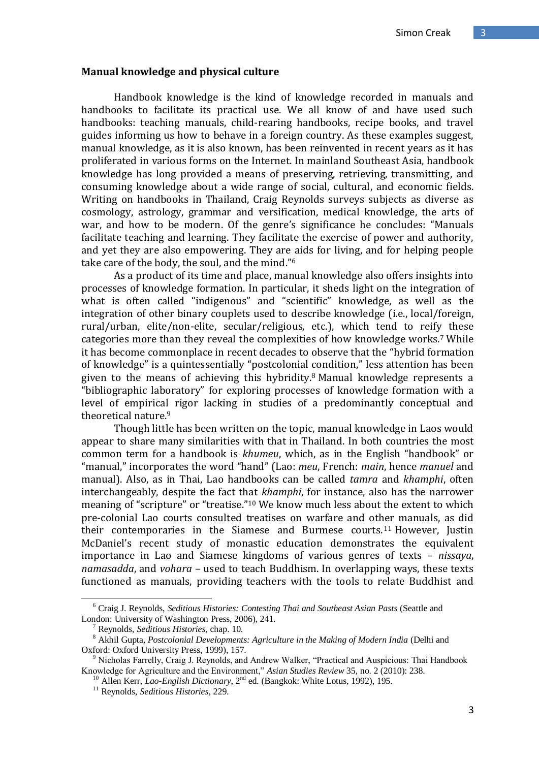## Manual knowledge and physical culture

Handbook knowledge is the kind of knowledge recorded in manuals and handbooks to facilitate its practical use. We all know of and have used such handbooks: teaching manuals, child-rearing handbooks, recipe books, and travel guides informing us how to behave in a foreign country. As these examples suggest, manual knowledge, as it is also known, has been reinvented in recent years as it has proliferated in various forms on the Internet. In mainland Southeast Asia, handbook knowledge has long provided a means of preserving, retrieving, transmitting, and consuming knowledge about a wide range of social, cultural, and economic fields. Writing on handbooks in Thailand, Craig Reynolds surveys subjects as diverse as cosmology, astrology, grammar and versification, medical knowledge, the arts of war, and how to be modern. Of the genre's significance he concludes: "Manuals facilitate teaching and learning. They facilitate the exercise of power and authority, and yet they are also empowering. They are aids for living, and for helping people take care of the body, the soul, and the mind."[6]

As a product of its time and place, manual knowledge also offers insights into processes of knowledge formation. In particular, it sheds light on the integration of what is often called "indigenous" and "scientific" knowledge, as well as the integration of other binary couplets used to describe knowledge (i.e., local/foreign, rural/urban, elite/non-elite, secular/religious, etc.), which tend to reify these categories more than they reveal the complexities of how knowledge works.[7] While it has become commonplace in recent decades to observe that the "hybrid formation of knowledge" is a quintessentially "postcolonial condition," less attention has been given to the means of achieving this hybridity.[8] Manual knowledge represents a "bibliographic laboratory" for exploring processes of knowledge formation with a level of empirical rigor lacking in studies of a predominantly conceptual and theoretical nature.[9]

Though little has been written on the topic, manual knowledge in Laos would appear to share many similarities with that in Thailand. In both countries the most common term for a handbook is *khumeu*, which, as in the English "handbook" or "manual," incorporates the word "hand" (Lao: *meu*, French: *main*, hence *manuel* and manual). Also, as in Thai, Lao handbooks can be called *tamra* and *khamphi*, often interchangeably, despite the fact that *khamphi*, for instance, also has the narrower meaning of "scripture" or "treatise."[10] We know much less about the extent to which pre-colonial Lao courts consulted treatises on warfare and other manuals, as did their contemporaries in the Siamese and Burmese courts.[11] However, Justin McDaniel's recent study of monastic education demonstrates the equivalent importance in Lao and Siamese kingdoms of various genres of texts – *nissaya*, *namasadda*, and *vohara* – used to teach Buddhism. In overlapping ways, these texts functioned as manuals, providing teachers with the tools to relate Buddhist and

---

[6] Craig J. Reynolds, *Seditious Histories: Contesting Thai and Southeast Asian Pasts* (Seattle and London: University of Washington Press, 2006), 241.

[7] Reynolds, *Seditious Histories*, chap. 10.

[8] Akhil Gupta, *Postcolonial Developments: Agriculture in the Making of Modern India* (Delhi and Oxford: Oxford University Press, 1999), 157.

[9] Nicholas Farrelly, Craig J. Reynolds, and Andrew Walker, "Practical and Auspicious: Thai Handbook Knowledge for Agriculture and the Environment," *Asian Studies Review* 35, no. 2 (2010): 238.

[10] Allen Kerr, *Lao-English Dictionary*, 2nd ed. (Bangkok: White Lotus, 1992), 195.

[11] Reynolds, *Seditious Histories*, 229.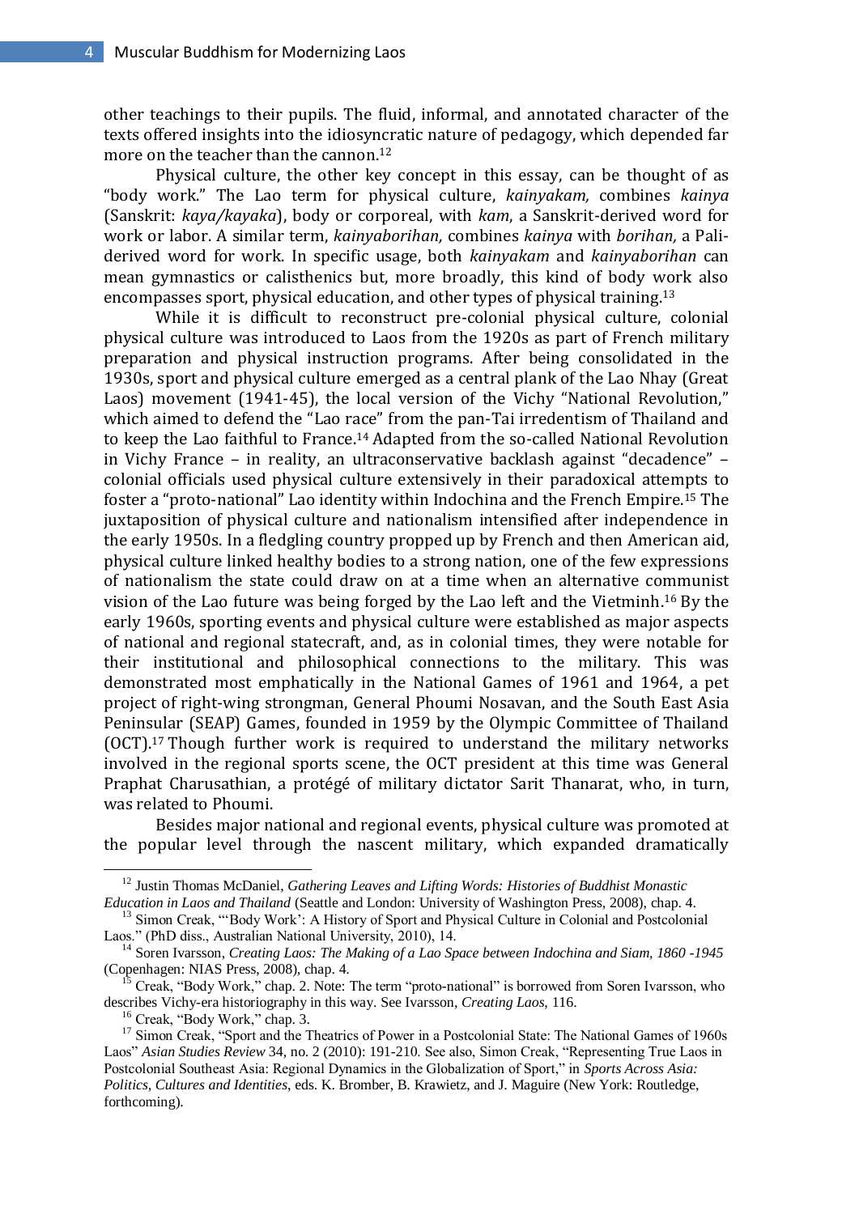other teachings to their pupils. The fluid, informal, and annotated character of the texts offered insights into the idiosyncratic nature of pedagogy, which depended far more on the teacher than the cannon.[12]

Physical culture, the other key concept in this essay, can be thought of as "body work." The Lao term for physical culture, *kainyakam,* combines *kainya* (Sanskrit: *kaya/kayaka*), body or corporeal, with *kam*, a Sanskrit-derived word for work or labor. A similar term, *kainyaborihan,* combines *kainya* with *borihan,* a Pali-derived word for work. In specific usage, both *kainyakam* and *kainyaborihan* can mean gymnastics or calisthenics but, more broadly, this kind of body work also encompasses sport, physical education, and other types of physical training.[13]

While it is difficult to reconstruct pre-colonial physical culture, colonial physical culture was introduced to Laos from the 1920s as part of French military preparation and physical instruction programs. After being consolidated in the 1930s, sport and physical culture emerged as a central plank of the Lao Nhay (Great Laos) movement (1941-45), the local version of the Vichy "National Revolution," which aimed to defend the "Lao race" from the pan-Tai irredentism of Thailand and to keep the Lao faithful to France.[14] Adapted from the so-called National Revolution in Vichy France – in reality, an ultraconservative backlash against "decadence" – colonial officials used physical culture extensively in their paradoxical attempts to foster a "proto-national" Lao identity within Indochina and the French Empire.[15] The juxtaposition of physical culture and nationalism intensified after independence in the early 1950s. In a fledgling country propped up by French and then American aid, physical culture linked healthy bodies to a strong nation, one of the few expressions of nationalism the state could draw on at a time when an alternative communist vision of the Lao future was being forged by the Lao left and the Vietminh.[16] By the early 1960s, sporting events and physical culture were established as major aspects of national and regional statecraft, and, as in colonial times, they were notable for their institutional and philosophical connections to the military. This was demonstrated most emphatically in the National Games of 1961 and 1964, a pet project of right-wing strongman, General Phoumi Nosavan, and the South East Asia Peninsular (SEAP) Games, founded in 1959 by the Olympic Committee of Thailand (OCT).[17] Though further work is required to understand the military networks involved in the regional sports scene, the OCT president at this time was General Praphat Charusathian, a protégé of military dictator Sarit Thanarat, who, in turn, was related to Phoumi.

Besides major national and regional events, physical culture was promoted at the popular level through the nascent military, which expanded dramatically

---

[12] Justin Thomas McDaniel, *Gathering Leaves and Lifting Words: Histories of Buddhist Monastic Education in Laos and Thailand* (Seattle and London: University of Washington Press, 2008), chap. 4.

[13] Simon Creak, "'Body Work': A History of Sport and Physical Culture in Colonial and Postcolonial Laos." (PhD diss., Australian National University, 2010), 14.

[14] Soren Ivarsson, *Creating Laos: The Making of a Lao Space between Indochina and Siam, 1860 -1945* (Copenhagen: NIAS Press, 2008), chap. 4.

[15] Creak, "Body Work," chap. 2. Note: The term "proto-national" is borrowed from Soren Ivarsson, who describes Vichy-era historiography in this way. See Ivarsson, *Creating Laos*, 116.

[16] Creak, "Body Work," chap. 3.

[17] Simon Creak, "Sport and the Theatrics of Power in a Postcolonial State: The National Games of 1960s Laos" *Asian Studies Review* 34, no. 2 (2010): 191-210. See also, Simon Creak, "Representing True Laos in Postcolonial Southeast Asia: Regional Dynamics in the Globalization of Sport," in *Sports Across Asia: Politics, Cultures and Identities*, eds. K. Bromber, B. Krawietz, and J. Maguire (New York: Routledge, forthcoming).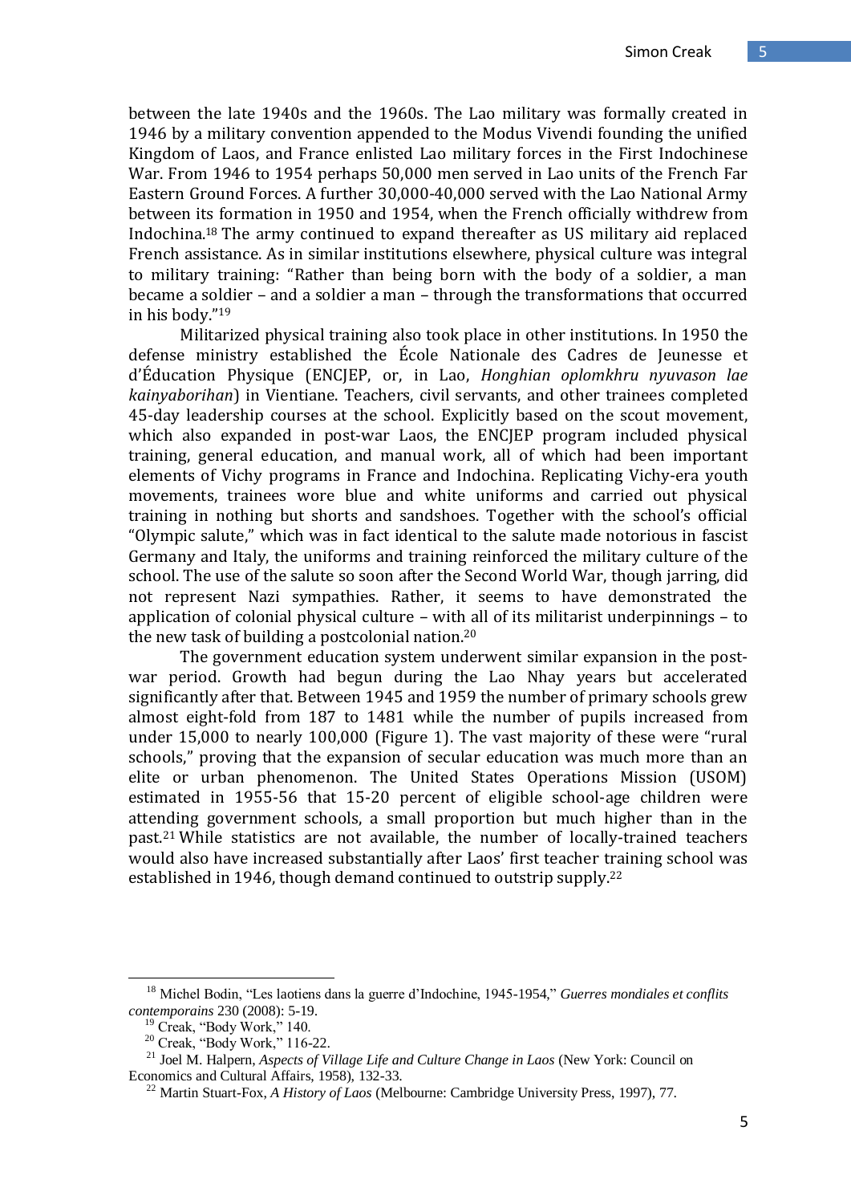between the late 1940s and the 1960s. The Lao military was formally created in 1946 by a military convention appended to the Modus Vivendi founding the unified Kingdom of Laos, and France enlisted Lao military forces in the First Indochinese War. From 1946 to 1954 perhaps 50,000 men served in Lao units of the French Far Eastern Ground Forces. A further 30,000-40,000 served with the Lao National Army between its formation in 1950 and 1954, when the French officially withdrew from Indochina.[18] The army continued to expand thereafter as US military aid replaced French assistance. As in similar institutions elsewhere, physical culture was integral to military training: "Rather than being born with the body of a soldier, a man became a soldier – and a soldier a man – through the transformations that occurred in his body."[19]

Militarized physical training also took place in other institutions. In 1950 the defense ministry established the École Nationale des Cadres de Jeunesse et d'Éducation Physique (ENCJEP, or, in Lao, *Honghian oplomkhru nyuvason lae kainyaborihan*) in Vientiane. Teachers, civil servants, and other trainees completed 45-day leadership courses at the school. Explicitly based on the scout movement, which also expanded in post-war Laos, the ENCJEP program included physical training, general education, and manual work, all of which had been important elements of Vichy programs in France and Indochina. Replicating Vichy-era youth movements, trainees wore blue and white uniforms and carried out physical training in nothing but shorts and sandshoes. Together with the school's official "Olympic salute," which was in fact identical to the salute made notorious in fascist Germany and Italy, the uniforms and training reinforced the military culture of the school. The use of the salute so soon after the Second World War, though jarring, did not represent Nazi sympathies. Rather, it seems to have demonstrated the application of colonial physical culture – with all of its militarist underpinnings – to the new task of building a postcolonial nation.[20]

The government education system underwent similar expansion in the post-war period. Growth had begun during the Lao Nhay years but accelerated significantly after that. Between 1945 and 1959 the number of primary schools grew almost eight-fold from 187 to 1481 while the number of pupils increased from under 15,000 to nearly 100,000 (Figure 1). The vast majority of these were "rural schools," proving that the expansion of secular education was much more than an elite or urban phenomenon. The United States Operations Mission (USOM) estimated in 1955-56 that 15-20 percent of eligible school-age children were attending government schools, a small proportion but much higher than in the past.[21] While statistics are not available, the number of locally-trained teachers would also have increased substantially after Laos' first teacher training school was established in 1946, though demand continued to outstrip supply.[22]

---

[18] Michel Bodin, "Les laotiens dans la guerre d'Indochine, 1945-1954," *Guerres mondiales et conflits contemporains* 230 (2008): 5-19.

[19] Creak, "Body Work," 140.

[20] Creak, "Body Work," 116-22.

[21] Joel M. Halpern, *Aspects of Village Life and Culture Change in Laos* (New York: Council on Economics and Cultural Affairs, 1958), 132-33.

[22] Martin Stuart-Fox, *A History of Laos* (Melbourne: Cambridge University Press, 1997), 77.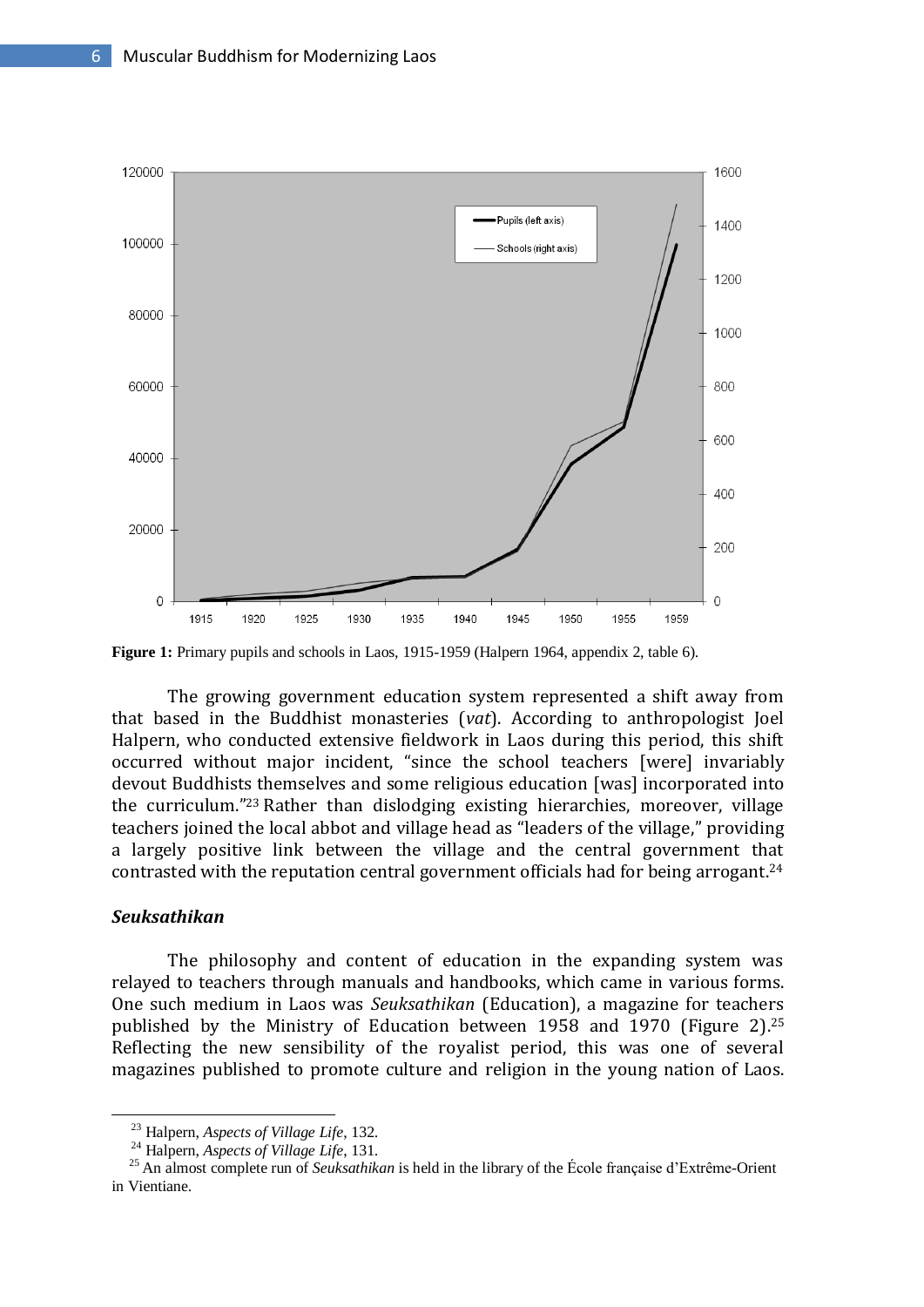**Figure 1:** Primary pupils and schools in Laos, 1915-1959 (Halpern 1964, appendix 2, table 6).

The growing government education system represented a shift away from that based in the Buddhist monasteries (*vat*). According to anthropologist Joel Halpern, who conducted extensive fieldwork in Laos during this period, this shift occurred without major incident, "since the school teachers [were] invariably devout Buddhists themselves and some religious education [was] incorporated into the curriculum."[23] Rather than dislodging existing hierarchies, moreover, village teachers joined the local abbot and village head as "leaders of the village," providing a largely positive link between the village and the central government that contrasted with the reputation central government officials had for being arrogant.[24]

### *Seuksathikan*

The philosophy and content of education in the expanding system was relayed to teachers through manuals and handbooks, which came in various forms. One such medium in Laos was *Seuksathikan* (Education), a magazine for teachers published by the Ministry of Education between 1958 and 1970 (Figure 2).[25] Reflecting the new sensibility of the royalist period, this was one of several magazines published to promote culture and religion in the young nation of Laos.

---

[23] Halpern, *Aspects of Village Life*, 132.

[24] Halpern, *Aspects of Village Life*, 131.

[25] An almost complete run of *Seuksathikan* is held in the library of the École française d'Extrême-Orient in Vientiane.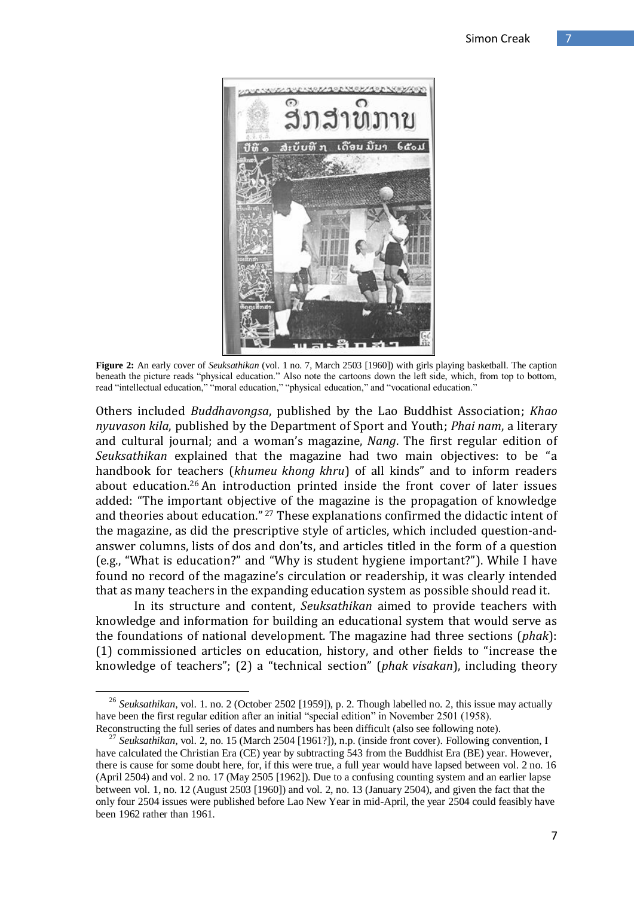**Figure 2:** An early cover of *Seuksathikan* (vol. 1 no. 7, March 2503 [1960]) with girls playing basketball. The caption beneath the picture reads "physical education." Also note the cartoons down the left side, which, from top to bottom, read "intellectual education," "moral education," "physical education," and "vocational education."

Others included *Buddhavongsa*, published by the Lao Buddhist Association; *Khao nyuvason kila*, published by the Department of Sport and Youth; *Phai nam*, a literary and cultural journal; and a woman's magazine, *Nang*. The first regular edition of *Seuksathikan* explained that the magazine had two main objectives: to be "a handbook for teachers (*khumeu khong khru*) of all kinds" and to inform readers about education.[26] An introduction printed inside the front cover of later issues added: "The important objective of the magazine is the propagation of knowledge and theories about education."[27] These explanations confirmed the didactic intent of the magazine, as did the prescriptive style of articles, which included question-and-answer columns, lists of dos and don'ts, and articles titled in the form of a question (e.g., "What is education?" and "Why is student hygiene important?"). While I have found no record of the magazine's circulation or readership, it was clearly intended that as many teachers in the expanding education system as possible should read it.

In its structure and content, *Seuksathikan* aimed to provide teachers with knowledge and information for building an educational system that would serve as the foundations of national development. The magazine had three sections (*phak*): (1) commissioned articles on education, history, and other fields to "increase the knowledge of teachers"; (2) a "technical section" (*phak visakan*), including theory

---

[26] *Seuksathikan*, vol. 1. no. 2 (October 2502 [1959]), p. 2. Though labelled no. 2, this issue may actually have been the first regular edition after an initial "special edition" in November 2501 (1958). Reconstructing the full series of dates and numbers has been difficult (also see following note).

[27] *Seuksathikan*, vol. 2, no. 15 (March 2504 [1961?]), n.p. (inside front cover). Following convention, I have calculated the Christian Era (CE) year by subtracting 543 from the Buddhist Era (BE) year. However, there is cause for some doubt here, for, if this were true, a full year would have lapsed between vol. 2 no. 16 (April 2504) and vol. 2 no. 17 (May 2505 [1962]). Due to a confusing counting system and an earlier lapse between vol. 1, no. 12 (August 2503 [1960]) and vol. 2, no. 13 (January 2504), and given the fact that the only four 2504 issues were published before Lao New Year in mid-April, the year 2504 could feasibly have been 1962 rather than 1961.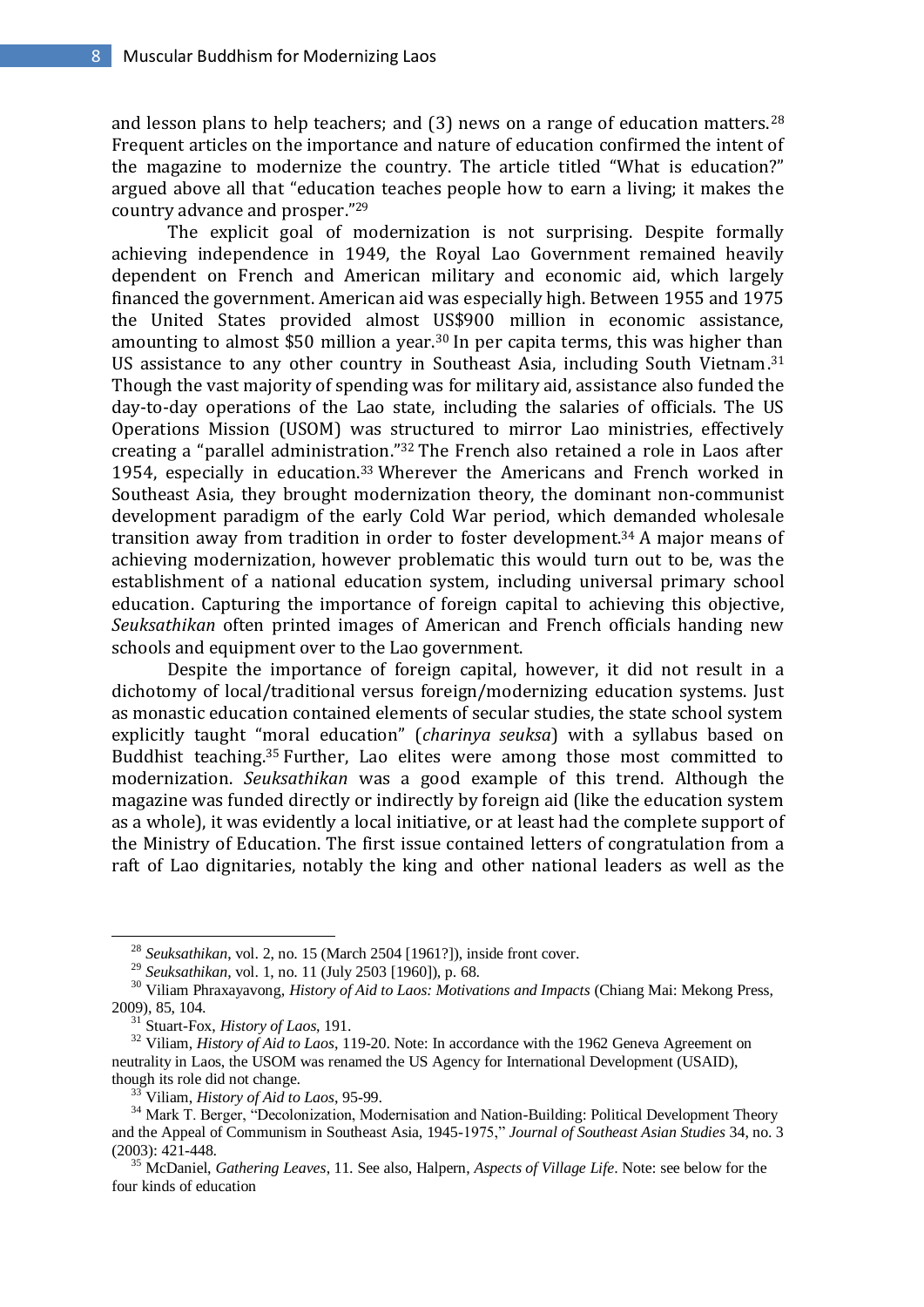and lesson plans to help teachers; and (3) news on a range of education matters.[28] Frequent articles on the importance and nature of education confirmed the intent of the magazine to modernize the country. The article titled "What is education?" argued above all that "education teaches people how to earn a living; it makes the country advance and prosper."[29]

The explicit goal of modernization is not surprising. Despite formally achieving independence in 1949, the Royal Lao Government remained heavily dependent on French and American military and economic aid, which largely financed the government. American aid was especially high. Between 1955 and 1975 the United States provided almost US$900 million in economic assistance, amounting to almost $50 million a year.[30] In per capita terms, this was higher than US assistance to any other country in Southeast Asia, including South Vietnam.[31] Though the vast majority of spending was for military aid, assistance also funded the day-to-day operations of the Lao state, including the salaries of officials. The US Operations Mission (USOM) was structured to mirror Lao ministries, effectively creating a "parallel administration."[32] The French also retained a role in Laos after 1954, especially in education.[33] Wherever the Americans and French worked in Southeast Asia, they brought modernization theory, the dominant non-communist development paradigm of the early Cold War period, which demanded wholesale transition away from tradition in order to foster development.[34] A major means of achieving modernization, however problematic this would turn out to be, was the establishment of a national education system, including universal primary school education. Capturing the importance of foreign capital to achieving this objective, *Seuksathikan* often printed images of American and French officials handing new schools and equipment over to the Lao government.

Despite the importance of foreign capital, however, it did not result in a dichotomy of local/traditional versus foreign/modernizing education systems. Just as monastic education contained elements of secular studies, the state school system explicitly taught "moral education" (*charinya seuksa*) with a syllabus based on Buddhist teaching.[35] Further, Lao elites were among those most committed to modernization. *Seuksathikan* was a good example of this trend. Although the magazine was funded directly or indirectly by foreign aid (like the education system as a whole), it was evidently a local initiative, or at least had the complete support of the Ministry of Education. The first issue contained letters of congratulation from a raft of Lao dignitaries, notably the king and other national leaders as well as the

---

[28] *Seuksathikan*, vol. 2, no. 15 (March 2504 [1961?]), inside front cover.

[29] *Seuksathikan*, vol. 1, no. 11 (July 2503 [1960]), p. 68.

[30] Viliam Phraxayavong, *History of Aid to Laos: Motivations and Impacts* (Chiang Mai: Mekong Press, 2009), 85, 104.

[31] Stuart-Fox, *History of Laos*, 191.

[32] Viliam, *History of Aid to Laos*, 119-20. Note: In accordance with the 1962 Geneva Agreement on neutrality in Laos, the USOM was renamed the US Agency for International Development (USAID), though its role did not change.

[33] Viliam, *History of Aid to Laos*, 95-99.

[34] Mark T. Berger, "Decolonization, Modernisation and Nation-Building: Political Development Theory and the Appeal of Communism in Southeast Asia, 1945-1975," *Journal of Southeast Asian Studies* 34, no. 3 (2003): 421-448.

[35] McDaniel, *Gathering Leaves*, 11. See also, Halpern, *Aspects of Village Life*. Note: see below for the four kinds of education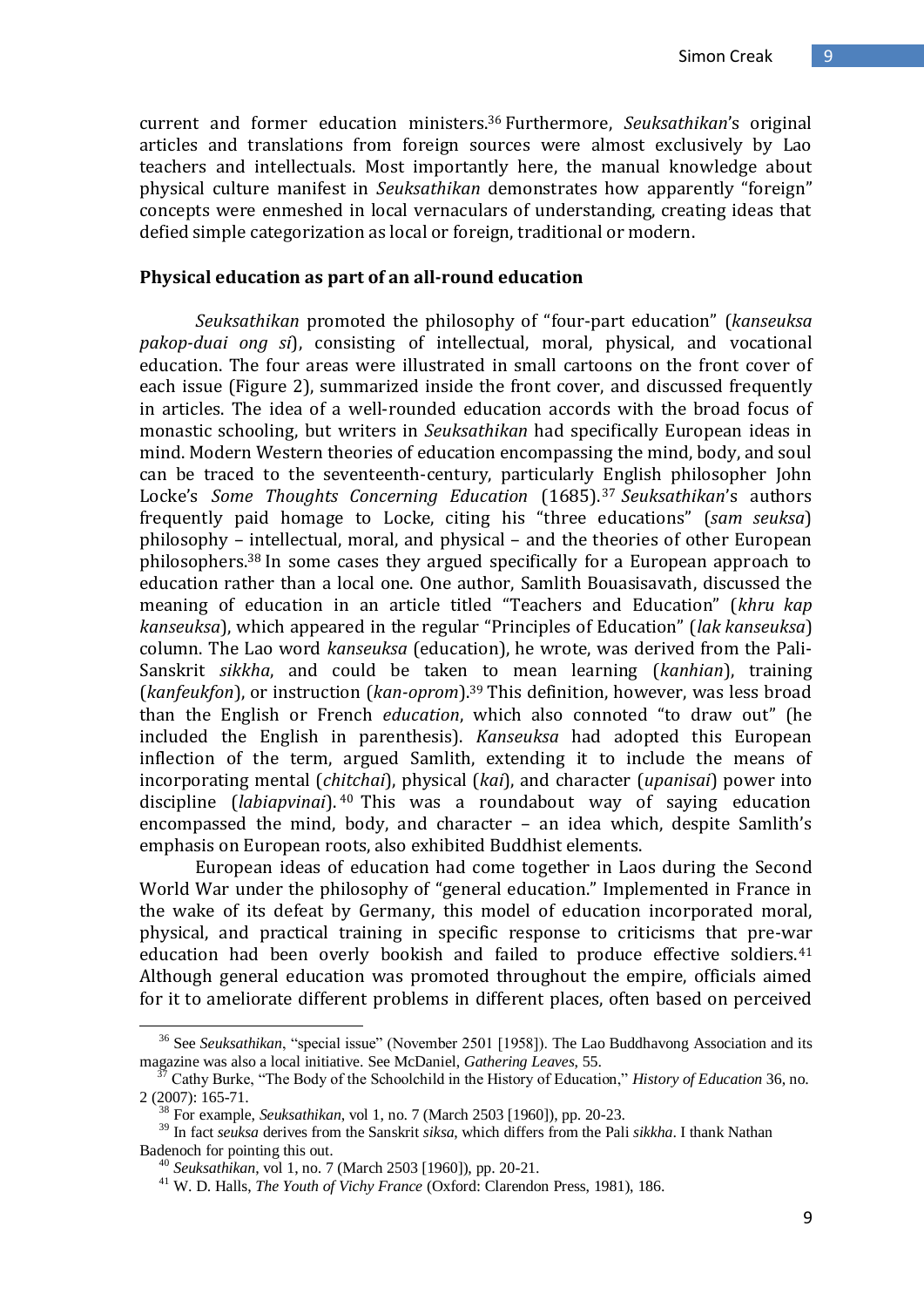current and former education ministers.[36] Furthermore, *Seuksathikan*'s original articles and translations from foreign sources were almost exclusively by Lao teachers and intellectuals. Most importantly here, the manual knowledge about physical culture manifest in *Seuksathikan* demonstrates how apparently "foreign" concepts were enmeshed in local vernaculars of understanding, creating ideas that defied simple categorization as local or foreign, traditional or modern.

**Physical education as part of an all-round education**

*Seuksathikan* promoted the philosophy of "four-part education" (*kanseuksa pakop-duai ong si*), consisting of intellectual, moral, physical, and vocational education. The four areas were illustrated in small cartoons on the front cover of each issue (Figure 2), summarized inside the front cover, and discussed frequently in articles. The idea of a well-rounded education accords with the broad focus of monastic schooling, but writers in *Seuksathikan* had specifically European ideas in mind. Modern Western theories of education encompassing the mind, body, and soul can be traced to the seventeenth-century, particularly English philosopher John Locke's *Some Thoughts Concerning Education* (1685).[37] *Seuksathikan*'s authors frequently paid homage to Locke, citing his "three educations" (*sam seuksa*) philosophy – intellectual, moral, and physical – and the theories of other European philosophers.[38] In some cases they argued specifically for a European approach to education rather than a local one. One author, Samlith Bouasisavath, discussed the meaning of education in an article titled "Teachers and Education" (*khru kap kanseuksa*), which appeared in the regular "Principles of Education" (*lak kanseuksa*) column. The Lao word *kanseuksa* (education), he wrote, was derived from the Pali-Sanskrit *sikkha*, and could be taken to mean learning (*kanhian*), training (*kanfeukfon*), or instruction (*kan-oprom*).[39] This definition, however, was less broad than the English or French *education*, which also connoted "to draw out" (he included the English in parenthesis). *Kanseuksa* had adopted this European inflection of the term, argued Samlith, extending it to include the means of incorporating mental (*chitchai*), physical (*kai*), and character (*upanisai*) power into discipline (*labiapvinai*).[40] This was a roundabout way of saying education encompassed the mind, body, and character – an idea which, despite Samlith's emphasis on European roots, also exhibited Buddhist elements.

European ideas of education had come together in Laos during the Second World War under the philosophy of "general education." Implemented in France in the wake of its defeat by Germany, this model of education incorporated moral, physical, and practical training in specific response to criticisms that pre-war education had been overly bookish and failed to produce effective soldiers.[41] Although general education was promoted throughout the empire, officials aimed for it to ameliorate different problems in different places, often based on perceived

---

[36] See *Seuksathikan*, "special issue" (November 2501 [1958]). The Lao Buddhavong Association and its magazine was also a local initiative. See McDaniel, *Gathering Leaves*, 55.

[37] Cathy Burke, "The Body of the Schoolchild in the History of Education," *History of Education* 36, no. 2 (2007): 165-71.

[38] For example, *Seuksathikan*, vol 1, no. 7 (March 2503 [1960]), pp. 20-23.

[39] In fact *seuksa* derives from the Sanskrit *siksa*, which differs from the Pali *sikkha*. I thank Nathan Badenoch for pointing this out.

[40] *Seuksathikan*, vol 1, no. 7 (March 2503 [1960]), pp. 20-21.

[41] W. D. Halls, *The Youth of Vichy France* (Oxford: Clarendon Press, 1981), 186.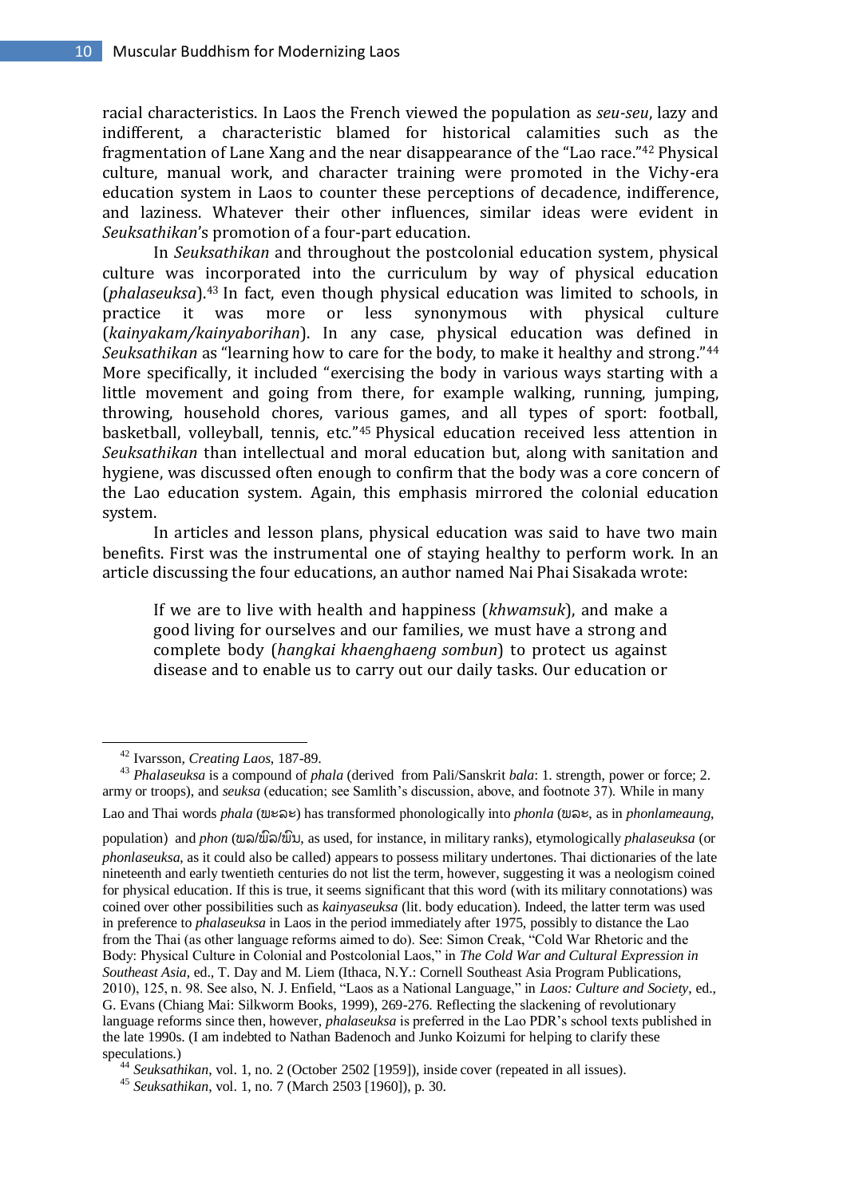racial characteristics. In Laos the French viewed the population as *seu-seu*, lazy and indifferent, a characteristic blamed for historical calamities such as the fragmentation of Lane Xang and the near disappearance of the "Lao race."[42] Physical culture, manual work, and character training were promoted in the Vichy-era education system in Laos to counter these perceptions of decadence, indifference, and laziness. Whatever their other influences, similar ideas were evident in *Seuksathikan*'s promotion of a four-part education.

In *Seuksathikan* and throughout the postcolonial education system, physical culture was incorporated into the curriculum by way of physical education (*phalaseuksa*).[43] In fact, even though physical education was limited to schools, in practice it was more or less synonymous with physical culture (*kainyakam/kainyaborihan*). In any case, physical education was defined in *Seuksathikan* as "learning how to care for the body, to make it healthy and strong."[44] More specifically, it included "exercising the body in various ways starting with a little movement and going from there, for example walking, running, jumping, throwing, household chores, various games, and all types of sport: football, basketball, volleyball, tennis, etc."[45] Physical education received less attention in *Seuksathikan* than intellectual and moral education but, along with sanitation and hygiene, was discussed often enough to confirm that the body was a core concern of the Lao education system. Again, this emphasis mirrored the colonial education system.

In articles and lesson plans, physical education was said to have two main benefits. First was the instrumental one of staying healthy to perform work. In an article discussing the four educations, an author named Nai Phai Sisakada wrote:

> If we are to live with health and happiness (*khwamsuk*), and make a good living for ourselves and our families, we must have a strong and complete body (*hangkai khaenghaeng sombun*) to protect us against disease and to enable us to carry out our daily tasks. Our education or

---

[42] Ivarsson, *Creating Laos*, 187-89.

[43] *Phalaseuksa* is a compound of *phala* (derived from Pali/Sanskrit *bala*: 1. strength, power or force; 2. army or troops), and *seuksa* (education; see Samlith's discussion, above, and footnote 37). While in many Lao and Thai words *phala* (ພະລະ) has transformed phonologically into *phonla* (ພລະ, as in *phonlameaung*, population) and *phon* (ພລ/ພົລ/ພົນ, as used, for instance, in military ranks), etymologically *phalaseuksa* (or *phonlaseuksa*, as it could also be called) appears to possess military undertones. Thai dictionaries of the late nineteenth and early twentieth centuries do not list the term, however, suggesting it was a neologism coined for physical education. If this is true, it seems significant that this word (with its military connotations) was coined over other possibilities such as *kainyaseuksa* (lit. body education). Indeed, the latter term was used in preference to *phalaseuksa* in Laos in the period immediately after 1975, possibly to distance the Lao from the Thai (as other language reforms aimed to do). See: Simon Creak, "Cold War Rhetoric and the Body: Physical Culture in Colonial and Postcolonial Laos," in *The Cold War and Cultural Expression in Southeast Asia*, ed., T. Day and M. Liem (Ithaca, N.Y.: Cornell Southeast Asia Program Publications, 2010), 125, n. 98. See also, N. J. Enfield, "Laos as a National Language," in *Laos: Culture and Society*, ed., G. Evans (Chiang Mai: Silkworm Books, 1999), 269-276. Reflecting the slackening of revolutionary language reforms since then, however, *phalaseuksa* is preferred in the Lao PDR's school texts published in the late 1990s. (I am indebted to Nathan Badenoch and Junko Koizumi for helping to clarify these speculations.)

[44] *Seuksathikan*, vol. 1, no. 2 (October 2502 [1959]), inside cover (repeated in all issues).

[45] *Seuksathikan*, vol. 1, no. 7 (March 2503 [1960]), p. 30.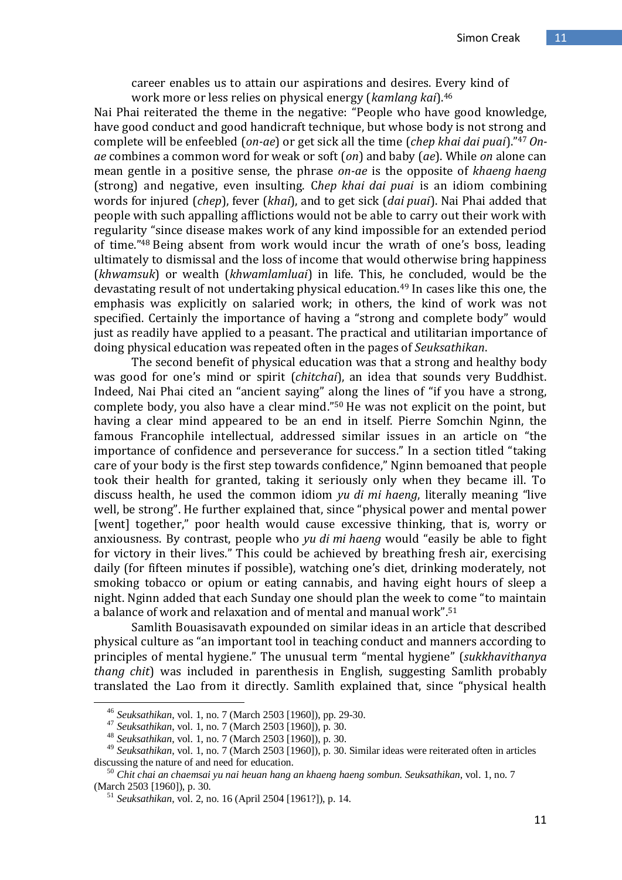career enables us to attain our aspirations and desires. Every kind of work more or less relies on physical energy (*kamlang kai*).[46]

Nai Phai reiterated the theme in the negative: "People who have good knowledge, have good conduct and good handicraft technique, but whose body is not strong and complete will be enfeebled (*on-ae*) or get sick all the time (*chep khai dai puai*)."[47] *On-ae* combines a common word for weak or soft (*on*) and baby (*ae*). While *on* alone can mean gentle in a positive sense, the phrase *on-ae* is the opposite of *khaeng haeng* (strong) and negative, even insulting. C*hep khai dai puai* is an idiom combining words for injured (*chep*), fever (*khai*), and to get sick (*dai puai*). Nai Phai added that people with such appalling afflictions would not be able to carry out their work with regularity "since disease makes work of any kind impossible for an extended period of time."[48] Being absent from work would incur the wrath of one's boss, leading ultimately to dismissal and the loss of income that would otherwise bring happiness (*khwamsuk*) or wealth (*khwamlamluai*) in life. This, he concluded, would be the devastating result of not undertaking physical education.[49] In cases like this one, the emphasis was explicitly on salaried work; in others, the kind of work was not specified. Certainly the importance of having a "strong and complete body" would just as readily have applied to a peasant. The practical and utilitarian importance of doing physical education was repeated often in the pages of *Seuksathikan*.

The second benefit of physical education was that a strong and healthy body was good for one's mind or spirit (*chitchai*), an idea that sounds very Buddhist. Indeed, Nai Phai cited an "ancient saying" along the lines of "if you have a strong, complete body, you also have a clear mind."[50] He was not explicit on the point, but having a clear mind appeared to be an end in itself. Pierre Somchin Nginn, the famous Francophile intellectual, addressed similar issues in an article on "the importance of confidence and perseverance for success." In a section titled "taking care of your body is the first step towards confidence," Nginn bemoaned that people took their health for granted, taking it seriously only when they became ill. To discuss health, he used the common idiom *yu di mi haeng*, literally meaning "live well, be strong". He further explained that, since "physical power and mental power [went] together," poor health would cause excessive thinking, that is, worry or anxiousness. By contrast, people who *yu di mi haeng* would "easily be able to fight for victory in their lives." This could be achieved by breathing fresh air, exercising daily (for fifteen minutes if possible), watching one's diet, drinking moderately, not smoking tobacco or opium or eating cannabis, and having eight hours of sleep a night. Nginn added that each Sunday one should plan the week to come "to maintain a balance of work and relaxation and of mental and manual work".[51]

Samlith Bouasisavath expounded on similar ideas in an article that described physical culture as "an important tool in teaching conduct and manners according to principles of mental hygiene." The unusual term "mental hygiene" (*sukkhavithanya thang chit*) was included in parenthesis in English, suggesting Samlith probably translated the Lao from it directly. Samlith explained that, since "physical health

---

[46] *Seuksathikan*, vol. 1, no. 7 (March 2503 [1960]), pp. 29-30.

[47] *Seuksathikan*, vol. 1, no. 7 (March 2503 [1960]), p. 30.

[48] *Seuksathikan*, vol. 1, no. 7 (March 2503 [1960]), p. 30.

[49] *Seuksathikan*, vol. 1, no. 7 (March 2503 [1960]), p. 30. Similar ideas were reiterated often in articles discussing the nature of and need for education.

[50] *Chit chai an chaemsai yu nai heuan hang an khaeng haeng sombun. Seuksathikan*, vol. 1, no. 7 (March 2503 [1960]), p. 30.

[51] *Seuksathikan*, vol. 2, no. 16 (April 2504 [1961?]), p. 14.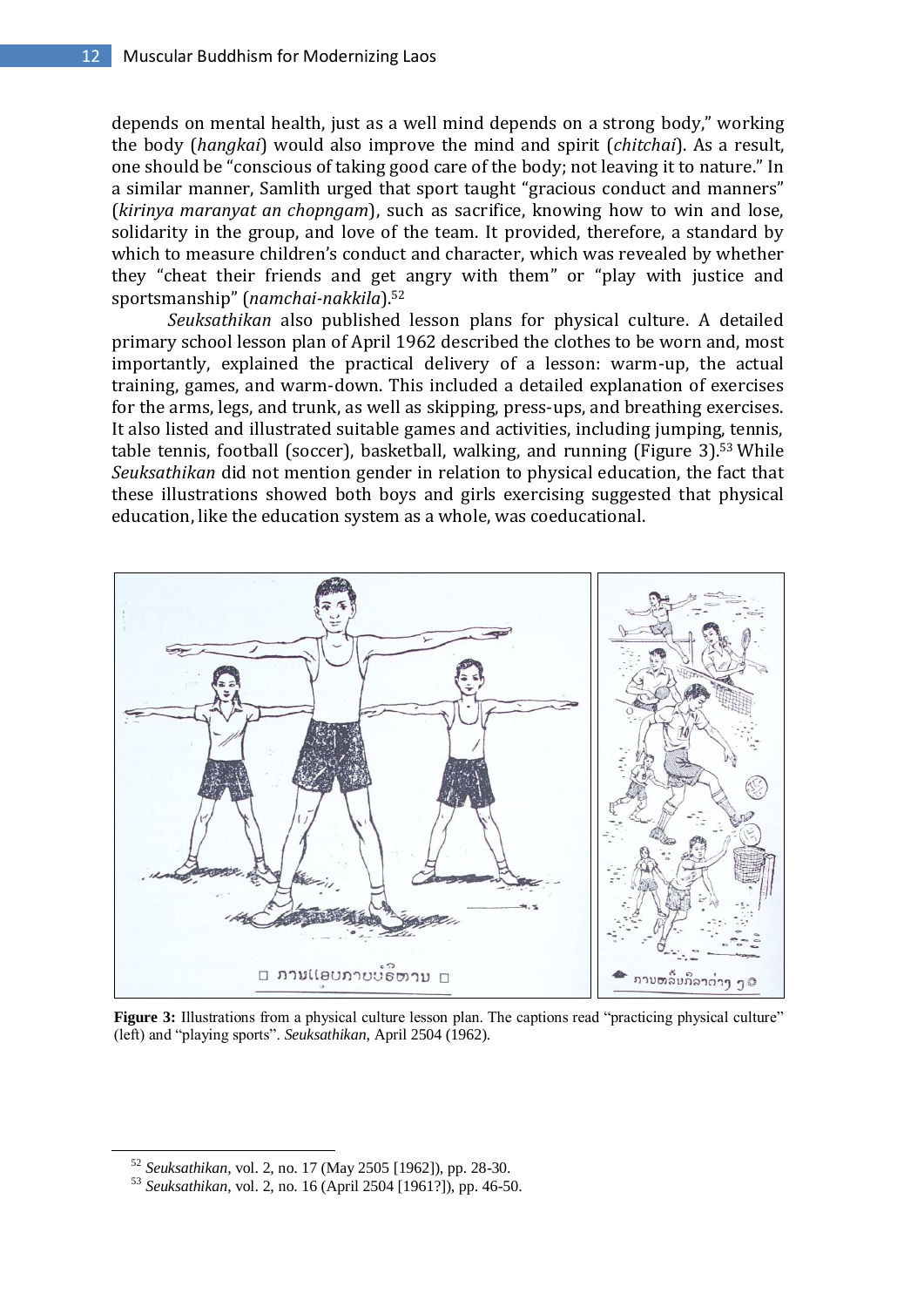depends on mental health, just as a well mind depends on a strong body," working the body (*hangkai*) would also improve the mind and spirit (*chitchai*). As a result, one should be "conscious of taking good care of the body; not leaving it to nature." In a similar manner, Samlith urged that sport taught "gracious conduct and manners" (*kirinya maranyat an chopngam*), such as sacrifice, knowing how to win and lose, solidarity in the group, and love of the team. It provided, therefore, a standard by which to measure children's conduct and character, which was revealed by whether they "cheat their friends and get angry with them" or "play with justice and sportsmanship" (*namchai-nakkila*).[52]

*Seuksathikan* also published lesson plans for physical culture. A detailed primary school lesson plan of April 1962 described the clothes to be worn and, most importantly, explained the practical delivery of a lesson: warm-up, the actual training, games, and warm-down. This included a detailed explanation of exercises for the arms, legs, and trunk, as well as skipping, press-ups, and breathing exercises. It also listed and illustrated suitable games and activities, including jumping, tennis, table tennis, football (soccer), basketball, walking, and running (Figure 3).[53] While *Seuksathikan* did not mention gender in relation to physical education, the fact that these illustrations showed both boys and girls exercising suggested that physical education, like the education system as a whole, was coeducational.

**Figure 3:** Illustrations from a physical culture lesson plan. The captions read "practicing physical culture" (left) and "playing sports". *Seuksathikan*, April 2504 (1962).

---

[52] *Seuksathikan*, vol. 2, no. 17 (May 2505 [1962]), pp. 28-30.

[53] *Seuksathikan*, vol. 2, no. 16 (April 2504 [1961?]), pp. 46-50.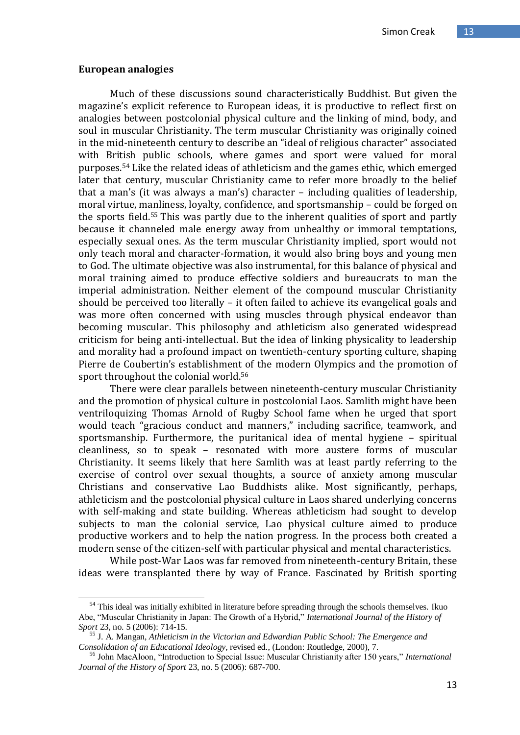## European analogies

Much of these discussions sound characteristically Buddhist. But given the magazine's explicit reference to European ideas, it is productive to reflect first on analogies between postcolonial physical culture and the linking of mind, body, and soul in muscular Christianity. The term muscular Christianity was originally coined in the mid-nineteenth century to describe an "ideal of religious character" associated with British public schools, where games and sport were valued for moral purposes.[54] Like the related ideas of athleticism and the games ethic, which emerged later that century, muscular Christianity came to refer more broadly to the belief that a man's (it was always a man's) character – including qualities of leadership, moral virtue, manliness, loyalty, confidence, and sportsmanship – could be forged on the sports field.[55] This was partly due to the inherent qualities of sport and partly because it channeled male energy away from unhealthy or immoral temptations, especially sexual ones. As the term muscular Christianity implied, sport would not only teach moral and character-formation, it would also bring boys and young men to God. The ultimate objective was also instrumental, for this balance of physical and moral training aimed to produce effective soldiers and bureaucrats to man the imperial administration. Neither element of the compound muscular Christianity should be perceived too literally – it often failed to achieve its evangelical goals and was more often concerned with using muscles through physical endeavor than becoming muscular. This philosophy and athleticism also generated widespread criticism for being anti-intellectual. But the idea of linking physicality to leadership and morality had a profound impact on twentieth-century sporting culture, shaping Pierre de Coubertin's establishment of the modern Olympics and the promotion of sport throughout the colonial world.[56]

There were clear parallels between nineteenth-century muscular Christianity and the promotion of physical culture in postcolonial Laos. Samlith might have been ventriloquizing Thomas Arnold of Rugby School fame when he urged that sport would teach "gracious conduct and manners," including sacrifice, teamwork, and sportsmanship. Furthermore, the puritanical idea of mental hygiene – spiritual cleanliness, so to speak – resonated with more austere forms of muscular Christianity. It seems likely that here Samlith was at least partly referring to the exercise of control over sexual thoughts, a source of anxiety among muscular Christians and conservative Lao Buddhists alike. Most significantly, perhaps, athleticism and the postcolonial physical culture in Laos shared underlying concerns with self-making and state building. Whereas athleticism had sought to develop subjects to man the colonial service, Lao physical culture aimed to produce productive workers and to help the nation progress. In the process both created a modern sense of the citizen-self with particular physical and mental characteristics.

While post-War Laos was far removed from nineteenth-century Britain, these ideas were transplanted there by way of France. Fascinated by British sporting

---

[54] This ideal was initially exhibited in literature before spreading through the schools themselves. Ikuo Abe, "Muscular Christianity in Japan: The Growth of a Hybrid," *International Journal of the History of Sport* 23, no. 5 (2006): 714-15.

[55] J. A. Mangan, *Athleticism in the Victorian and Edwardian Public School: The Emergence and Consolidation of an Educational Ideology*, revised ed., (London: Routledge, 2000), 7.

[56] John MacAloon, "Introduction to Special Issue: Muscular Christianity after 150 years," *International Journal of the History of Sport* 23, no. 5 (2006): 687-700.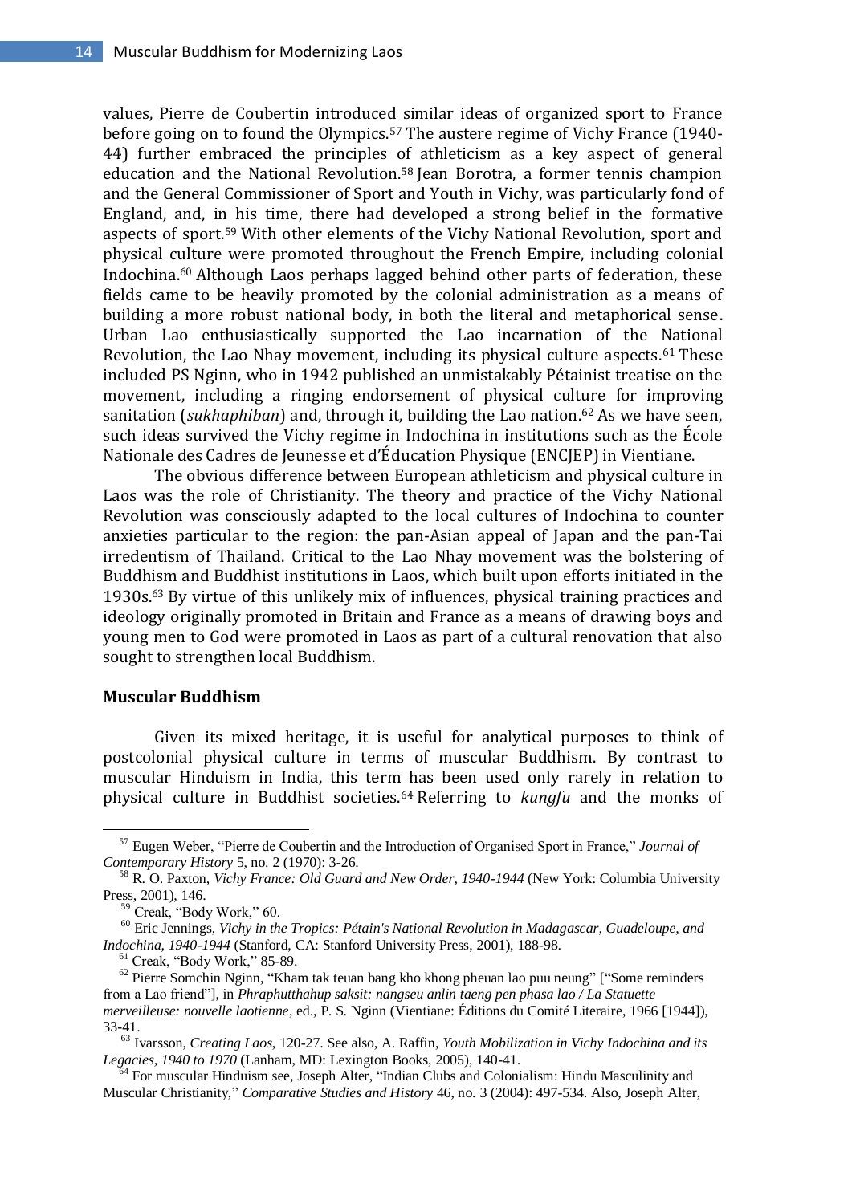values, Pierre de Coubertin introduced similar ideas of organized sport to France before going on to found the Olympics.[57] The austere regime of Vichy France (1940-44) further embraced the principles of athleticism as a key aspect of general education and the National Revolution.[58] Jean Borotra, a former tennis champion and the General Commissioner of Sport and Youth in Vichy, was particularly fond of England, and, in his time, there had developed a strong belief in the formative aspects of sport.[59] With other elements of the Vichy National Revolution, sport and physical culture were promoted throughout the French Empire, including colonial Indochina.[60] Although Laos perhaps lagged behind other parts of federation, these fields came to be heavily promoted by the colonial administration as a means of building a more robust national body, in both the literal and metaphorical sense. Urban Lao enthusiastically supported the Lao incarnation of the National Revolution, the Lao Nhay movement, including its physical culture aspects.[61] These included PS Nginn, who in 1942 published an unmistakably Pétainist treatise on the movement, including a ringing endorsement of physical culture for improving sanitation (*sukhaphiban*) and, through it, building the Lao nation.[62] As we have seen, such ideas survived the Vichy regime in Indochina in institutions such as the École Nationale des Cadres de Jeunesse et d'Éducation Physique (ENCJEP) in Vientiane.

The obvious difference between European athleticism and physical culture in Laos was the role of Christianity. The theory and practice of the Vichy National Revolution was consciously adapted to the local cultures of Indochina to counter anxieties particular to the region: the pan-Asian appeal of Japan and the pan-Tai irredentism of Thailand. Critical to the Lao Nhay movement was the bolstering of Buddhism and Buddhist institutions in Laos, which built upon efforts initiated in the 1930s.[63] By virtue of this unlikely mix of influences, physical training practices and ideology originally promoted in Britain and France as a means of drawing boys and young men to God were promoted in Laos as part of a cultural renovation that also sought to strengthen local Buddhism.

## Muscular Buddhism

Given its mixed heritage, it is useful for analytical purposes to think of postcolonial physical culture in terms of muscular Buddhism. By contrast to muscular Hinduism in India, this term has been used only rarely in relation to physical culture in Buddhist societies.[64] Referring to *kungfu* and the monks of

---

[57] Eugen Weber, "Pierre de Coubertin and the Introduction of Organised Sport in France," *Journal of Contemporary History* 5, no. 2 (1970): 3-26.

[58] R. O. Paxton, *Vichy France: Old Guard and New Order, 1940-1944* (New York: Columbia University Press, 2001), 146.

[59] Creak, "Body Work," 60.

[60] Eric Jennings, *Vichy in the Tropics: Pétain's National Revolution in Madagascar, Guadeloupe, and Indochina, 1940-1944* (Stanford, CA: Stanford University Press, 2001), 188-98.

[61] Creak, "Body Work," 85-89.

[62] Pierre Somchin Nginn, "Kham tak teuan bang kho khong pheuan lao puu neung" ["Some reminders from a Lao friend"], in *Phraphutthahup saksit: nangseu anlin taeng pen phasa lao / La Statuette merveilleuse: nouvelle laotienne*, ed., P. S. Nginn (Vientiane: Éditions du Comité Literaire, 1966 [1944]), 33-41.

[63] Ivarsson, *Creating Laos*, 120-27. See also, A. Raffin, *Youth Mobilization in Vichy Indochina and its Legacies, 1940 to 1970* (Lanham, MD: Lexington Books, 2005), 140-41.

[64] For muscular Hinduism see, Joseph Alter, "Indian Clubs and Colonialism: Hindu Masculinity and Muscular Christianity," *Comparative Studies and History* 46, no. 3 (2004): 497-534. Also, Joseph Alter,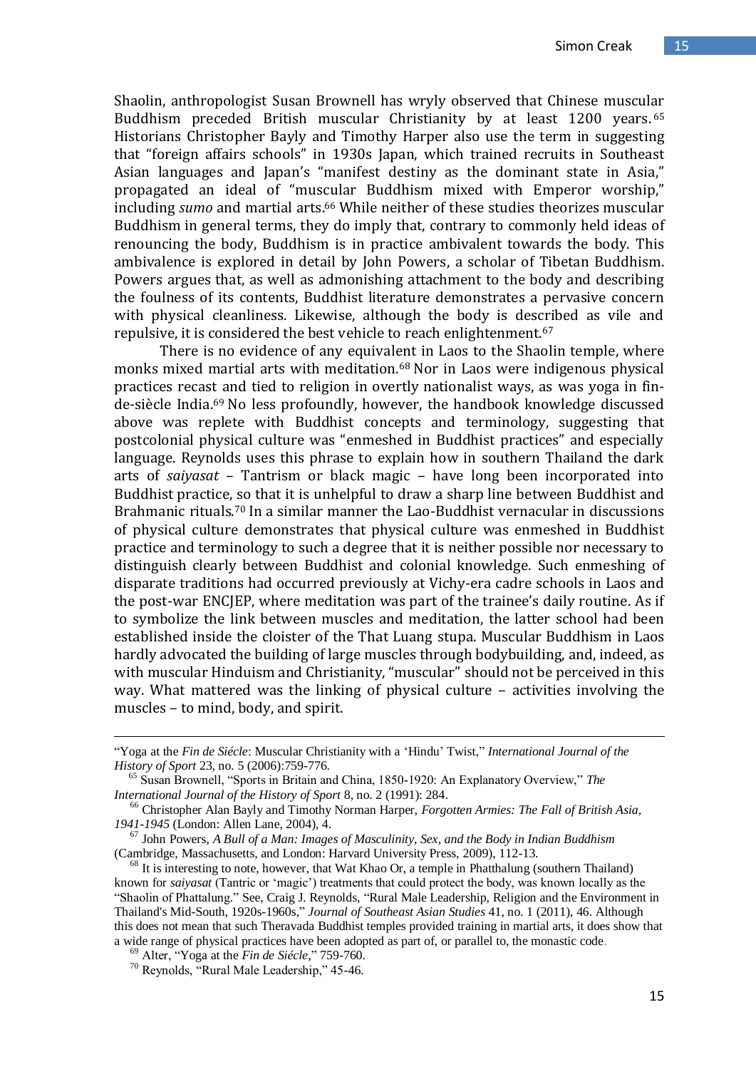Shaolin, anthropologist Susan Brownell has wryly observed that Chinese muscular Buddhism preceded British muscular Christianity by at least 1200 years.[65] Historians Christopher Bayly and Timothy Harper also use the term in suggesting that "foreign affairs schools" in 1930s Japan, which trained recruits in Southeast Asian languages and Japan's "manifest destiny as the dominant state in Asia," propagated an ideal of "muscular Buddhism mixed with Emperor worship," including *sumo* and martial arts.[66] While neither of these studies theorizes muscular Buddhism in general terms, they do imply that, contrary to commonly held ideas of renouncing the body, Buddhism is in practice ambivalent towards the body. This ambivalence is explored in detail by John Powers, a scholar of Tibetan Buddhism. Powers argues that, as well as admonishing attachment to the body and describing the foulness of its contents, Buddhist literature demonstrates a pervasive concern with physical cleanliness. Likewise, although the body is described as vile and repulsive, it is considered the best vehicle to reach enlightenment.[67]

There is no evidence of any equivalent in Laos to the Shaolin temple, where monks mixed martial arts with meditation.[68] Nor in Laos were indigenous physical practices recast and tied to religion in overtly nationalist ways, as was yoga in fin-de-siècle India.[69] No less profoundly, however, the handbook knowledge discussed above was replete with Buddhist concepts and terminology, suggesting that postcolonial physical culture was "enmeshed in Buddhist practices" and especially language. Reynolds uses this phrase to explain how in southern Thailand the dark arts of *saiyasat* – Tantrism or black magic – have long been incorporated into Buddhist practice, so that it is unhelpful to draw a sharp line between Buddhist and Brahmanic rituals.[70] In a similar manner the Lao-Buddhist vernacular in discussions of physical culture demonstrates that physical culture was enmeshed in Buddhist practice and terminology to such a degree that it is neither possible nor necessary to distinguish clearly between Buddhist and colonial knowledge. Such enmeshing of disparate traditions had occurred previously at Vichy-era cadre schools in Laos and the post-war ENCJEP, where meditation was part of the trainee's daily routine. As if to symbolize the link between muscles and meditation, the latter school had been established inside the cloister of the That Luang stupa. Muscular Buddhism in Laos hardly advocated the building of large muscles through bodybuilding, and, indeed, as with muscular Hinduism and Christianity, "muscular" should not be perceived in this way. What mattered was the linking of physical culture – activities involving the muscles – to mind, body, and spirit.

---

"Yoga at the *Fin de Siécle*: Muscular Christianity with a 'Hindu' Twist," *International Journal of the History of Sport* 23, no. 5 (2006):759-776.

[65] Susan Brownell, "Sports in Britain and China, 1850-1920: An Explanatory Overview," *The International Journal of the History of Sport* 8, no. 2 (1991): 284.

[66] Christopher Alan Bayly and Timothy Norman Harper, *Forgotten Armies: The Fall of British Asia, 1941-1945* (London: Allen Lane, 2004), 4.

[67] John Powers, *A Bull of a Man: Images of Masculinity, Sex, and the Body in Indian Buddhism* (Cambridge, Massachusetts, and London: Harvard University Press, 2009), 112-13.

[68] It is interesting to note, however, that Wat Khao Or, a temple in Phatthalung (southern Thailand) known for *saiyasat* (Tantric or 'magic') treatments that could protect the body, was known locally as the "Shaolin of Phattalung." See, Craig J. Reynolds, "Rural Male Leadership, Religion and the Environment in Thailand's Mid-South, 1920s-1960s," *Journal of Southeast Asian Studies* 41, no. 1 (2011), 46. Although this does not mean that such Theravada Buddhist temples provided training in martial arts, it does show that a wide range of physical practices have been adopted as part of, or parallel to, the monastic code.

[69] Alter, "Yoga at the *Fin de Siécle*," 759-760.

[70] Reynolds, "Rural Male Leadership," 45-46.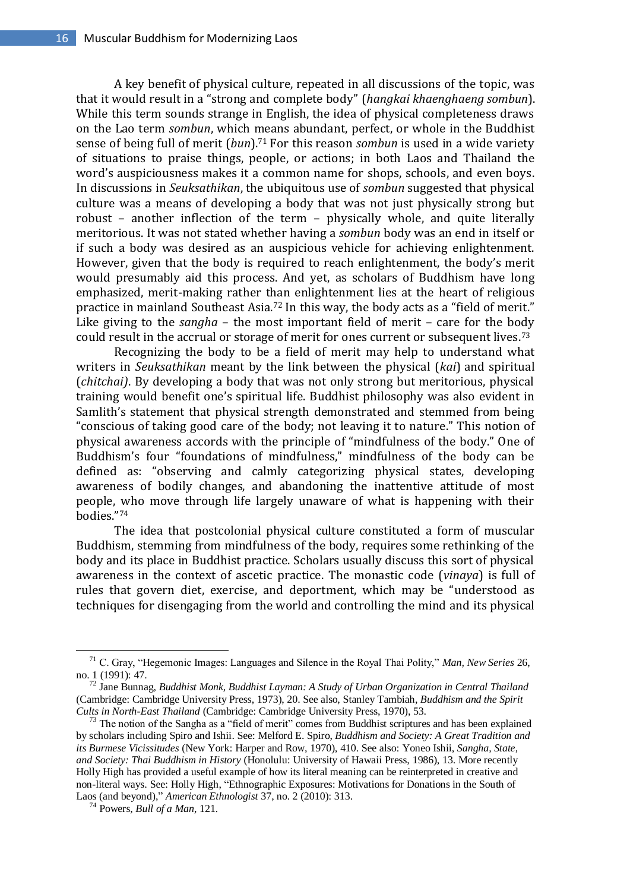A key benefit of physical culture, repeated in all discussions of the topic, was that it would result in a "strong and complete body" (*hangkai khaenghaeng sombun*). While this term sounds strange in English, the idea of physical completeness draws on the Lao term *sombun*, which means abundant, perfect, or whole in the Buddhist sense of being full of merit (*bun*).[71] For this reason *sombun* is used in a wide variety of situations to praise things, people, or actions; in both Laos and Thailand the word's auspiciousness makes it a common name for shops, schools, and even boys. In discussions in *Seuksathikan*, the ubiquitous use of *sombun* suggested that physical culture was a means of developing a body that was not just physically strong but robust – another inflection of the term – physically whole, and quite literally meritorious. It was not stated whether having a *sombun* body was an end in itself or if such a body was desired as an auspicious vehicle for achieving enlightenment. However, given that the body is required to reach enlightenment, the body's merit would presumably aid this process. And yet, as scholars of Buddhism have long emphasized, merit-making rather than enlightenment lies at the heart of religious practice in mainland Southeast Asia.[72] In this way, the body acts as a "field of merit." Like giving to the *sangha* – the most important field of merit – care for the body could result in the accrual or storage of merit for ones current or subsequent lives.[73]

Recognizing the body to be a field of merit may help to understand what writers in *Seuksathikan* meant by the link between the physical (*kai*) and spiritual (*chitchai)*. By developing a body that was not only strong but meritorious, physical training would benefit one's spiritual life. Buddhist philosophy was also evident in Samlith's statement that physical strength demonstrated and stemmed from being "conscious of taking good care of the body; not leaving it to nature." This notion of physical awareness accords with the principle of "mindfulness of the body." One of Buddhism's four "foundations of mindfulness," mindfulness of the body can be defined as: "observing and calmly categorizing physical states, developing awareness of bodily changes, and abandoning the inattentive attitude of most people, who move through life largely unaware of what is happening with their bodies."[74]

The idea that postcolonial physical culture constituted a form of muscular Buddhism, stemming from mindfulness of the body, requires some rethinking of the body and its place in Buddhist practice. Scholars usually discuss this sort of physical awareness in the context of ascetic practice. The monastic code (*vinaya*) is full of rules that govern diet, exercise, and deportment, which may be "understood as techniques for disengaging from the world and controlling the mind and its physical

---

[71] C. Gray, "Hegemonic Images: Languages and Silence in the Royal Thai Polity," *Man, New Series* 26, no. 1 (1991): 47.

[72] Jane Bunnag, *Buddhist Monk, Buddhist Layman: A Study of Urban Organization in Central Thailand* (Cambridge: Cambridge University Press, 1973), 20. See also, Stanley Tambiah, *Buddhism and the Spirit Cults in North-East Thailand* (Cambridge: Cambridge University Press, 1970), 53.

[73] The notion of the Sangha as a "field of merit" comes from Buddhist scriptures and has been explained by scholars including Spiro and Ishii. See: Melford E. Spiro, *Buddhism and Society: A Great Tradition and its Burmese Vicissitudes* (New York: Harper and Row, 1970), 410. See also: Yoneo Ishii, *Sangha, State, and Society: Thai Buddhism in History* (Honolulu: University of Hawaii Press, 1986), 13. More recently Holly High has provided a useful example of how its literal meaning can be reinterpreted in creative and non-literal ways. See: Holly High, "Ethnographic Exposures: Motivations for Donations in the South of Laos (and beyond)," *American Ethnologist* 37, no. 2 (2010): 313.

[74] Powers, *Bull of a Man*, 121.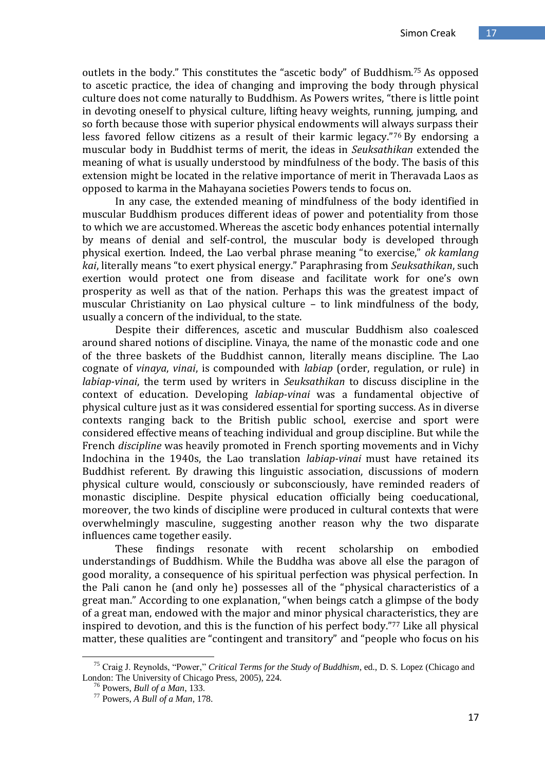outlets in the body." This constitutes the "ascetic body" of Buddhism.[75] As opposed to ascetic practice, the idea of changing and improving the body through physical culture does not come naturally to Buddhism. As Powers writes, "there is little point in devoting oneself to physical culture, lifting heavy weights, running, jumping, and so forth because those with superior physical endowments will always surpass their less favored fellow citizens as a result of their karmic legacy."[76] By endorsing a muscular body in Buddhist terms of merit, the ideas in *Seuksathikan* extended the meaning of what is usually understood by mindfulness of the body. The basis of this extension might be located in the relative importance of merit in Theravada Laos as opposed to karma in the Mahayana societies Powers tends to focus on.

In any case, the extended meaning of mindfulness of the body identified in muscular Buddhism produces different ideas of power and potentiality from those to which we are accustomed. Whereas the ascetic body enhances potential internally by means of denial and self-control, the muscular body is developed through physical exertion. Indeed, the Lao verbal phrase meaning "to exercise," *ok kamlang kai*, literally means "to exert physical energy." Paraphrasing from *Seuksathikan*, such exertion would protect one from disease and facilitate work for one's own prosperity as well as that of the nation. Perhaps this was the greatest impact of muscular Christianity on Lao physical culture – to link mindfulness of the body, usually a concern of the individual, to the state.

Despite their differences, ascetic and muscular Buddhism also coalesced around shared notions of discipline. Vinaya, the name of the monastic code and one of the three baskets of the Buddhist cannon, literally means discipline. The Lao cognate of *vinaya*, *vinai*, is compounded with *labiap* (order, regulation, or rule) in *labiap-vinai*, the term used by writers in *Seuksathikan* to discuss discipline in the context of education. Developing *labiap-vinai* was a fundamental objective of physical culture just as it was considered essential for sporting success. As in diverse contexts ranging back to the British public school, exercise and sport were considered effective means of teaching individual and group discipline. But while the French *discipline* was heavily promoted in French sporting movements and in Vichy Indochina in the 1940s, the Lao translation *labiap-vinai* must have retained its Buddhist referent. By drawing this linguistic association, discussions of modern physical culture would, consciously or subconsciously, have reminded readers of monastic discipline. Despite physical education officially being coeducational, moreover, the two kinds of discipline were produced in cultural contexts that were overwhelmingly masculine, suggesting another reason why the two disparate influences came together easily.

These findings resonate with recent scholarship on embodied understandings of Buddhism. While the Buddha was above all else the paragon of good morality, a consequence of his spiritual perfection was physical perfection. In the Pali canon he (and only he) possesses all of the "physical characteristics of a great man." According to one explanation, "when beings catch a glimpse of the body of a great man, endowed with the major and minor physical characteristics, they are inspired to devotion, and this is the function of his perfect body."[77] Like all physical matter, these qualities are "contingent and transitory" and "people who focus on his

---

[75] Craig J. Reynolds, "Power," *Critical Terms for the Study of Buddhism*, ed., D. S. Lopez (Chicago and London: The University of Chicago Press, 2005), 224.

[76] Powers, *Bull of a Man*, 133.

[77] Powers, *A Bull of a Man*, 178.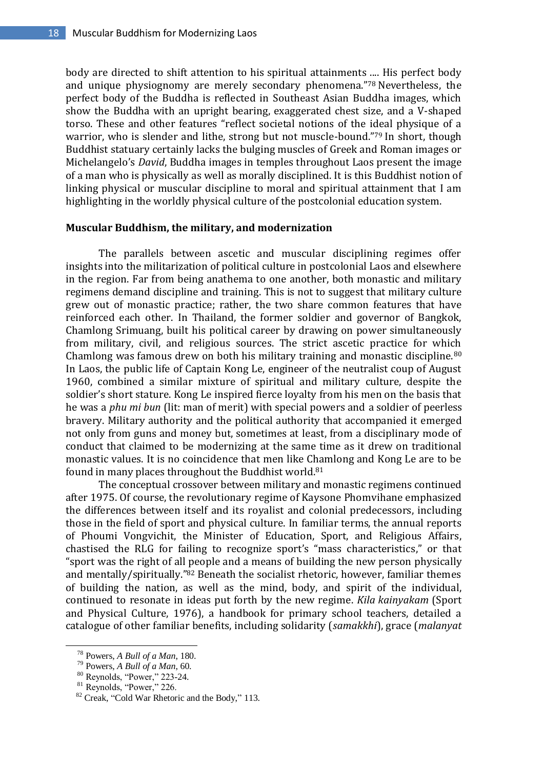body are directed to shift attention to his spiritual attainments .... His perfect body and unique physiognomy are merely secondary phenomena."[78] Nevertheless, the perfect body of the Buddha is reflected in Southeast Asian Buddha images, which show the Buddha with an upright bearing, exaggerated chest size, and a V-shaped torso. These and other features "reflect societal notions of the ideal physique of a warrior, who is slender and lithe, strong but not muscle-bound."[79] In short, though Buddhist statuary certainly lacks the bulging muscles of Greek and Roman images or Michelangelo's *David*, Buddha images in temples throughout Laos present the image of a man who is physically as well as morally disciplined. It is this Buddhist notion of linking physical or muscular discipline to moral and spiritual attainment that I am highlighting in the worldly physical culture of the postcolonial education system.

**Muscular Buddhism, the military, and modernization**

The parallels between ascetic and muscular disciplining regimes offer insights into the militarization of political culture in postcolonial Laos and elsewhere in the region. Far from being anathema to one another, both monastic and military regimens demand discipline and training. This is not to suggest that military culture grew out of monastic practice; rather, the two share common features that have reinforced each other. In Thailand, the former soldier and governor of Bangkok, Chamlong Srimuang, built his political career by drawing on power simultaneously from military, civil, and religious sources. The strict ascetic practice for which Chamlong was famous drew on both his military training and monastic discipline.[80] In Laos, the public life of Captain Kong Le, engineer of the neutralist coup of August 1960, combined a similar mixture of spiritual and military culture, despite the soldier's short stature. Kong Le inspired fierce loyalty from his men on the basis that he was a *phu mi bun* (lit: man of merit) with special powers and a soldier of peerless bravery. Military authority and the political authority that accompanied it emerged not only from guns and money but, sometimes at least, from a disciplinary mode of conduct that claimed to be modernizing at the same time as it drew on traditional monastic values. It is no coincidence that men like Chamlong and Kong Le are to be found in many places throughout the Buddhist world.[81]

The conceptual crossover between military and monastic regimens continued after 1975. Of course, the revolutionary regime of Kaysone Phomvihane emphasized the differences between itself and its royalist and colonial predecessors, including those in the field of sport and physical culture. In familiar terms, the annual reports of Phoumi Vongvichit, the Minister of Education, Sport, and Religious Affairs, chastised the RLG for failing to recognize sport's "mass characteristics," or that "sport was the right of all people and a means of building the new person physically and mentally/spiritually."[82] Beneath the socialist rhetoric, however, familiar themes of building the nation, as well as the mind, body, and spirit of the individual, continued to resonate in ideas put forth by the new regime. *Kila kainyakam* (Sport and Physical Culture, 1976), a handbook for primary school teachers, detailed a catalogue of other familiar benefits, including solidarity (*samakkhi*), grace (*malanyat*

[78] Powers, *A Bull of a Man*, 180.
[79] Powers, *A Bull of a Man*, 60.
[80] Reynolds, "Power," 223-24.
[81] Reynolds, "Power," 226.
[82] Creak, "Cold War Rhetoric and the Body," 113.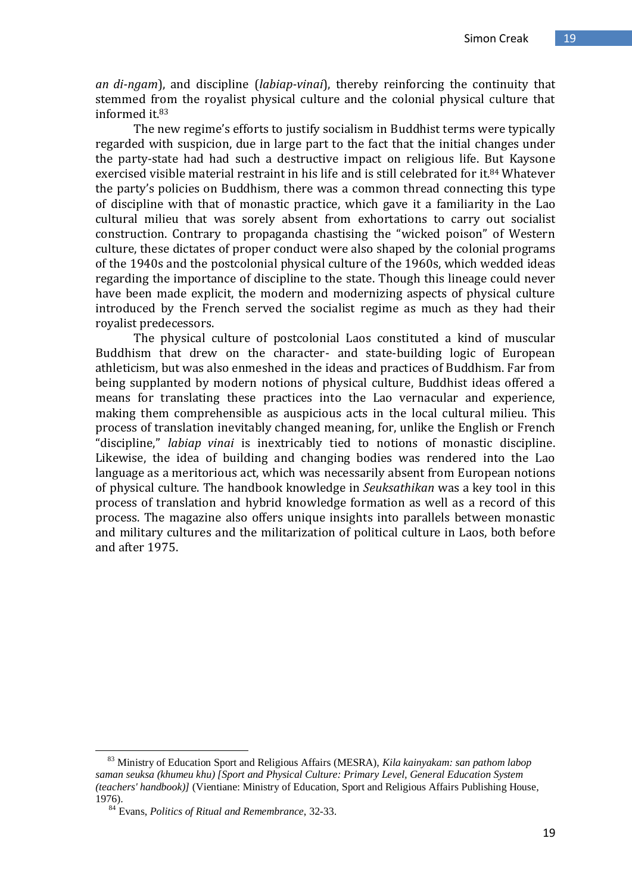*an di-ngam*), and discipline (*labiap-vinai*), thereby reinforcing the continuity that stemmed from the royalist physical culture and the colonial physical culture that informed it.[83]

The new regime's efforts to justify socialism in Buddhist terms were typically regarded with suspicion, due in large part to the fact that the initial changes under the party-state had had such a destructive impact on religious life. But Kaysone exercised visible material restraint in his life and is still celebrated for it.[84] Whatever the party's policies on Buddhism, there was a common thread connecting this type of discipline with that of monastic practice, which gave it a familiarity in the Lao cultural milieu that was sorely absent from exhortations to carry out socialist construction. Contrary to propaganda chastising the "wicked poison" of Western culture, these dictates of proper conduct were also shaped by the colonial programs of the 1940s and the postcolonial physical culture of the 1960s, which wedded ideas regarding the importance of discipline to the state. Though this lineage could never have been made explicit, the modern and modernizing aspects of physical culture introduced by the French served the socialist regime as much as they had their royalist predecessors.

The physical culture of postcolonial Laos constituted a kind of muscular Buddhism that drew on the character- and state-building logic of European athleticism, but was also enmeshed in the ideas and practices of Buddhism. Far from being supplanted by modern notions of physical culture, Buddhist ideas offered a means for translating these practices into the Lao vernacular and experience, making them comprehensible as auspicious acts in the local cultural milieu. This process of translation inevitably changed meaning, for, unlike the English or French "discipline," *labiap vinai* is inextricably tied to notions of monastic discipline. Likewise, the idea of building and changing bodies was rendered into the Lao language as a meritorious act, which was necessarily absent from European notions of physical culture. The handbook knowledge in *Seuksathikan* was a key tool in this process of translation and hybrid knowledge formation as well as a record of this process. The magazine also offers unique insights into parallels between monastic and military cultures and the militarization of political culture in Laos, both before and after 1975.

---

[83] Ministry of Education Sport and Religious Affairs (MESRA), *Kila kainyakam: san pathom labop saman seuksa (khumeu khu) [Sport and Physical Culture: Primary Level, General Education System (teachers' handbook)]* (Vientiane: Ministry of Education, Sport and Religious Affairs Publishing House, 1976).

[84] Evans, *Politics of Ritual and Remembrance*, 32-33.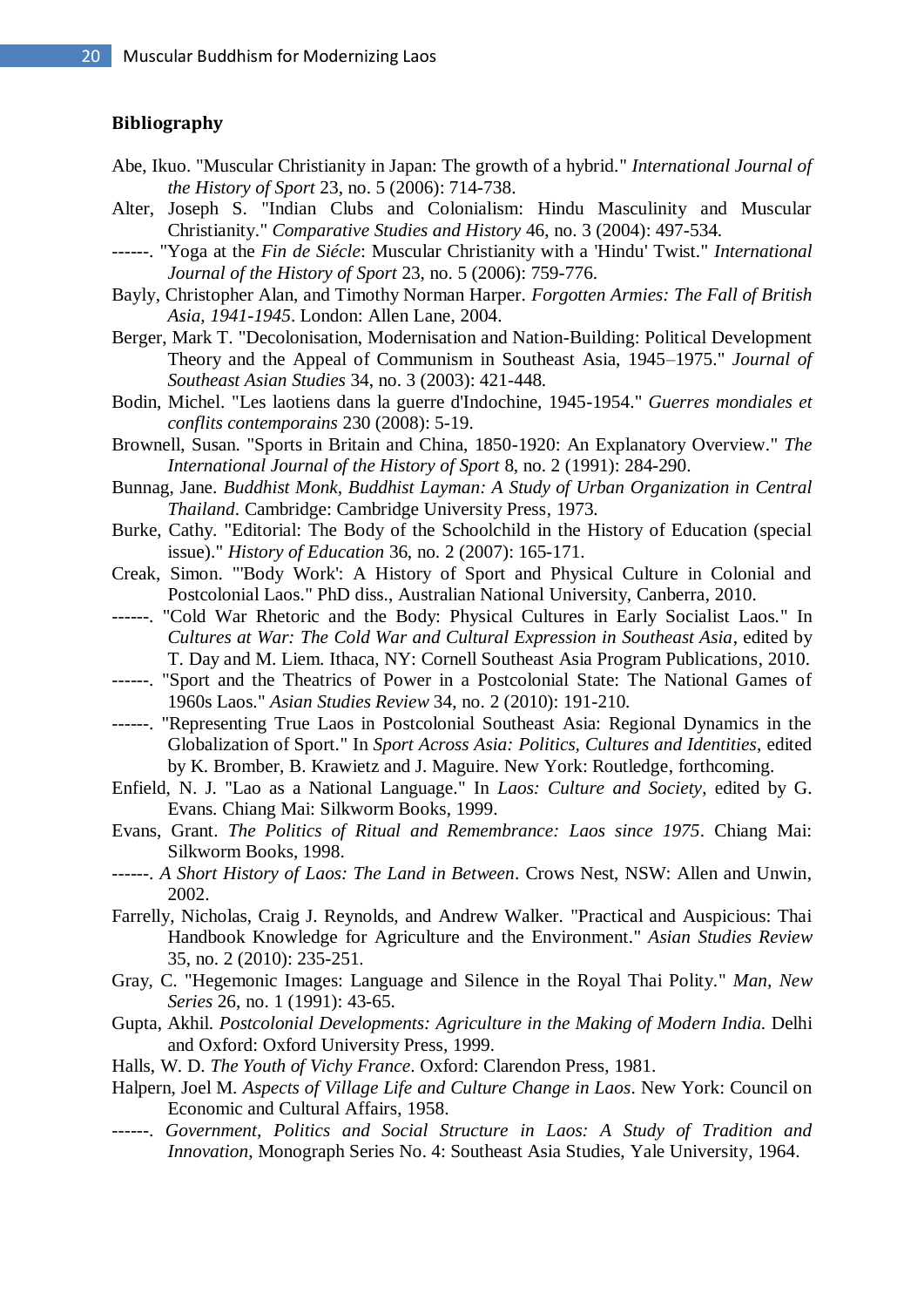## Bibliography

Abe, Ikuo. "Muscular Christianity in Japan: The growth of a hybrid." *International Journal of the History of Sport* 23, no. 5 (2006): 714-738.

Alter, Joseph S. "Indian Clubs and Colonialism: Hindu Masculinity and Muscular Christianity." *Comparative Studies and History* 46, no. 3 (2004): 497-534.

------. "Yoga at the *Fin de Siécle*: Muscular Christianity with a 'Hindu' Twist." *International Journal of the History of Sport* 23, no. 5 (2006): 759-776.

Bayly, Christopher Alan, and Timothy Norman Harper. *Forgotten Armies: The Fall of British Asia, 1941-1945*. London: Allen Lane, 2004.

Berger, Mark T. "Decolonisation, Modernisation and Nation-Building: Political Development Theory and the Appeal of Communism in Southeast Asia, 1945–1975." *Journal of Southeast Asian Studies* 34, no. 3 (2003): 421-448.

Bodin, Michel. "Les laotiens dans la guerre d'Indochine, 1945-1954." *Guerres mondiales et conflits contemporains* 230 (2008): 5-19.

Brownell, Susan. "Sports in Britain and China, 1850-1920: An Explanatory Overview." *The International Journal of the History of Sport* 8, no. 2 (1991): 284-290.

Bunnag, Jane. *Buddhist Monk, Buddhist Layman: A Study of Urban Organization in Central Thailand*. Cambridge: Cambridge University Press, 1973.

Burke, Cathy. "Editorial: The Body of the Schoolchild in the History of Education (special issue)." *History of Education* 36, no. 2 (2007): 165-171.

Creak, Simon. "'Body Work': A History of Sport and Physical Culture in Colonial and Postcolonial Laos." PhD diss., Australian National University, Canberra, 2010.

------. "Cold War Rhetoric and the Body: Physical Cultures in Early Socialist Laos." In *Cultures at War: The Cold War and Cultural Expression in Southeast Asia*, edited by T. Day and M. Liem. Ithaca, NY: Cornell Southeast Asia Program Publications, 2010.

------. "Sport and the Theatrics of Power in a Postcolonial State: The National Games of 1960s Laos." *Asian Studies Review* 34, no. 2 (2010): 191-210.

------. "Representing True Laos in Postcolonial Southeast Asia: Regional Dynamics in the Globalization of Sport." In *Sport Across Asia: Politics, Cultures and Identities*, edited by K. Bromber, B. Krawietz and J. Maguire. New York: Routledge, forthcoming.

Enfield, N. J. "Lao as a National Language." In *Laos: Culture and Society*, edited by G. Evans. Chiang Mai: Silkworm Books, 1999.

Evans, Grant. *The Politics of Ritual and Remembrance: Laos since 1975*. Chiang Mai: Silkworm Books, 1998.

------. *A Short History of Laos: The Land in Between*. Crows Nest, NSW: Allen and Unwin, 2002.

Farrelly, Nicholas, Craig J. Reynolds, and Andrew Walker. "Practical and Auspicious: Thai Handbook Knowledge for Agriculture and the Environment." *Asian Studies Review* 35, no. 2 (2010): 235-251.

Gray, C. "Hegemonic Images: Language and Silence in the Royal Thai Polity." *Man, New Series* 26, no. 1 (1991): 43-65.

Gupta, Akhil. *Postcolonial Developments: Agriculture in the Making of Modern India*. Delhi and Oxford: Oxford University Press, 1999.

Halls, W. D. *The Youth of Vichy France*. Oxford: Clarendon Press, 1981.

Halpern, Joel M. *Aspects of Village Life and Culture Change in Laos*. New York: Council on Economic and Cultural Affairs, 1958.

------. *Government, Politics and Social Structure in Laos: A Study of Tradition and Innovation*, Monograph Series No. 4: Southeast Asia Studies, Yale University, 1964.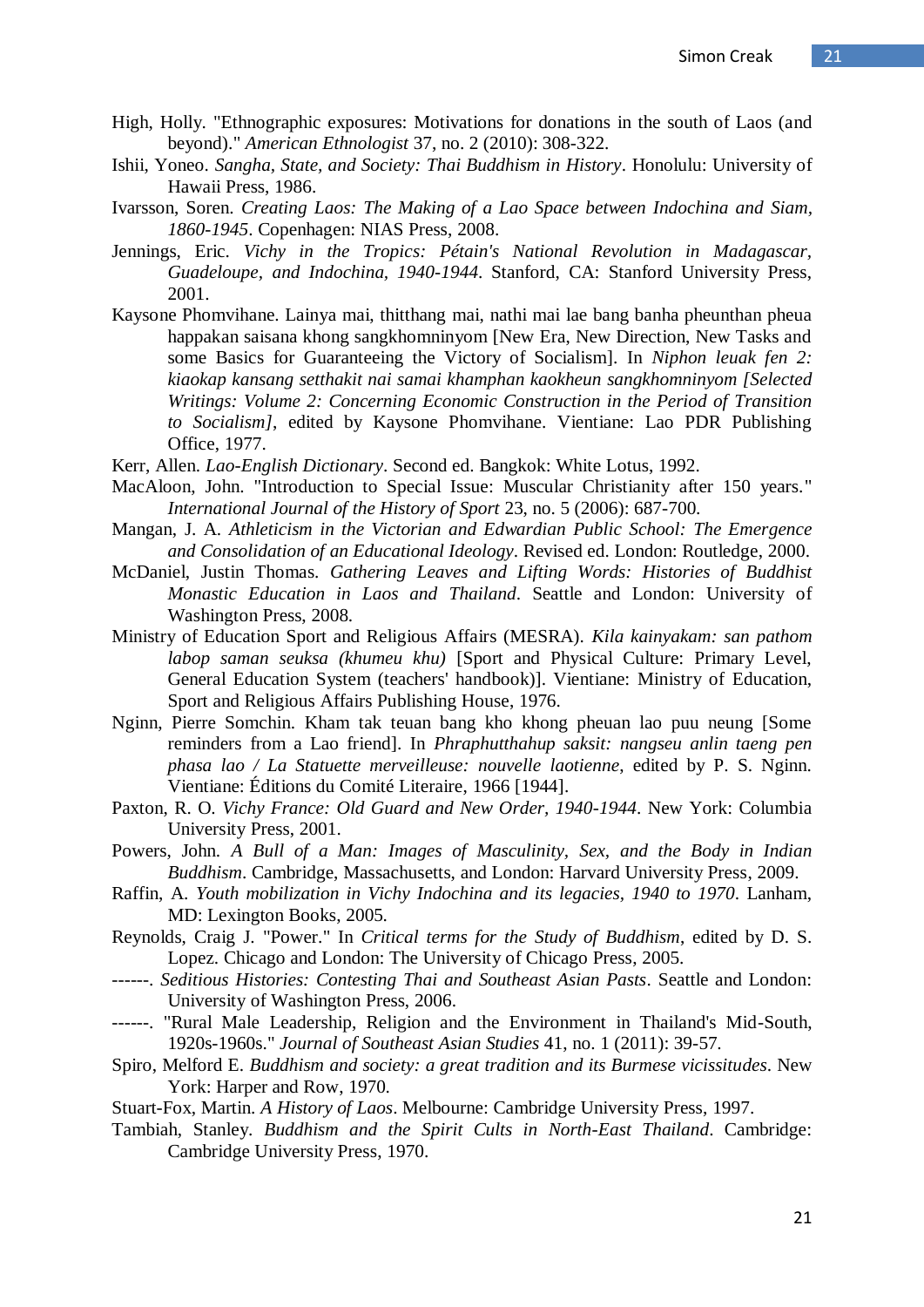High, Holly. "Ethnographic exposures: Motivations for donations in the south of Laos (and beyond)." *American Ethnologist* 37, no. 2 (2010): 308-322.

Ishii, Yoneo. *Sangha, State, and Society: Thai Buddhism in History*. Honolulu: University of Hawaii Press, 1986.

Ivarsson, Soren. *Creating Laos: The Making of a Lao Space between Indochina and Siam, 1860-1945*. Copenhagen: NIAS Press, 2008.

Jennings, Eric. *Vichy in the Tropics: Pétain's National Revolution in Madagascar, Guadeloupe, and Indochina, 1940-1944*. Stanford, CA: Stanford University Press, 2001.

Kaysone Phomvihane. Lainya mai, thitthang mai, nathi mai lae bang banha pheunthan pheua happakan saisana khong sangkhomninyom [New Era, New Direction, New Tasks and some Basics for Guaranteeing the Victory of Socialism]. In *Niphon leuak fen 2: kiaokap kansang setthakit nai samai khamphan kaokheun sangkhomninyom [Selected Writings: Volume 2: Concerning Economic Construction in the Period of Transition to Socialism]*, edited by Kaysone Phomvihane. Vientiane: Lao PDR Publishing Office, 1977.

Kerr, Allen. *Lao-English Dictionary*. Second ed. Bangkok: White Lotus, 1992.

MacAloon, John. "Introduction to Special Issue: Muscular Christianity after 150 years." *International Journal of the History of Sport* 23, no. 5 (2006): 687-700.

Mangan, J. A. *Athleticism in the Victorian and Edwardian Public School: The Emergence and Consolidation of an Educational Ideology*. Revised ed. London: Routledge, 2000.

McDaniel, Justin Thomas. *Gathering Leaves and Lifting Words: Histories of Buddhist Monastic Education in Laos and Thailand*. Seattle and London: University of Washington Press, 2008.

Ministry of Education Sport and Religious Affairs (MESRA). *Kila kainyakam: san pathom labop saman seuksa (khumeu khu)* [Sport and Physical Culture: Primary Level, General Education System (teachers' handbook)]. Vientiane: Ministry of Education, Sport and Religious Affairs Publishing House, 1976.

Nginn, Pierre Somchin. Kham tak teuan bang kho khong pheuan lao puu neung [Some reminders from a Lao friend]. In *Phraphutthahup saksit: nangseu anlin taeng pen phasa lao / La Statuette merveilleuse: nouvelle laotienne*, edited by P. S. Nginn. Vientiane: Éditions du Comité Literaire, 1966 [1944].

Paxton, R. O. *Vichy France: Old Guard and New Order, 1940-1944*. New York: Columbia University Press, 2001.

Powers, John. *A Bull of a Man: Images of Masculinity, Sex, and the Body in Indian Buddhism*. Cambridge, Massachusetts, and London: Harvard University Press, 2009.

Raffin, A. *Youth mobilization in Vichy Indochina and its legacies, 1940 to 1970*. Lanham, MD: Lexington Books, 2005.

Reynolds, Craig J. "Power." In *Critical terms for the Study of Buddhism*, edited by D. S. Lopez. Chicago and London: The University of Chicago Press, 2005.

------. *Seditious Histories: Contesting Thai and Southeast Asian Pasts*. Seattle and London: University of Washington Press, 2006.

------. "Rural Male Leadership, Religion and the Environment in Thailand's Mid-South, 1920s-1960s." *Journal of Southeast Asian Studies* 41, no. 1 (2011): 39-57.

Spiro, Melford E. *Buddhism and society: a great tradition and its Burmese vicissitudes*. New York: Harper and Row, 1970.

Stuart-Fox, Martin. *A History of Laos*. Melbourne: Cambridge University Press, 1997.

Tambiah, Stanley. *Buddhism and the Spirit Cults in North-East Thailand*. Cambridge: Cambridge University Press, 1970.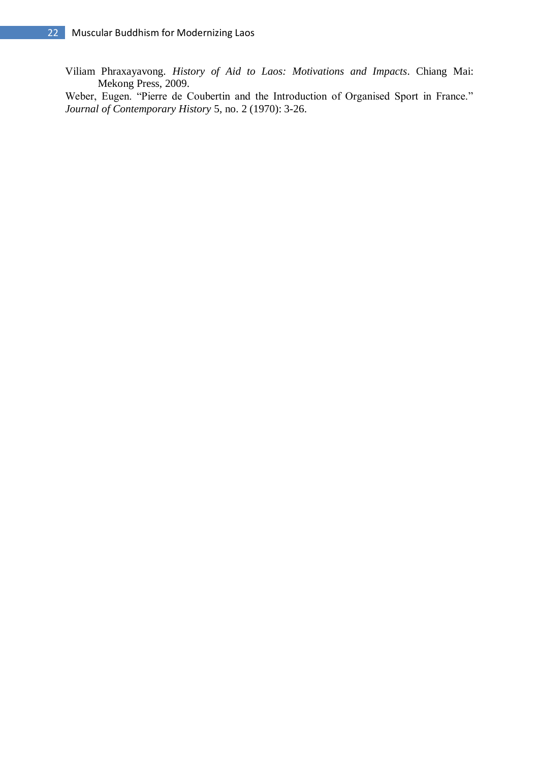Viliam Phraxayavong. *History of Aid to Laos: Motivations and Impacts*. Chiang Mai: Mekong Press, 2009.

Weber, Eugen. "Pierre de Coubertin and the Introduction of Organised Sport in France." *Journal of Contemporary History* 5, no. 2 (1970): 3-26.